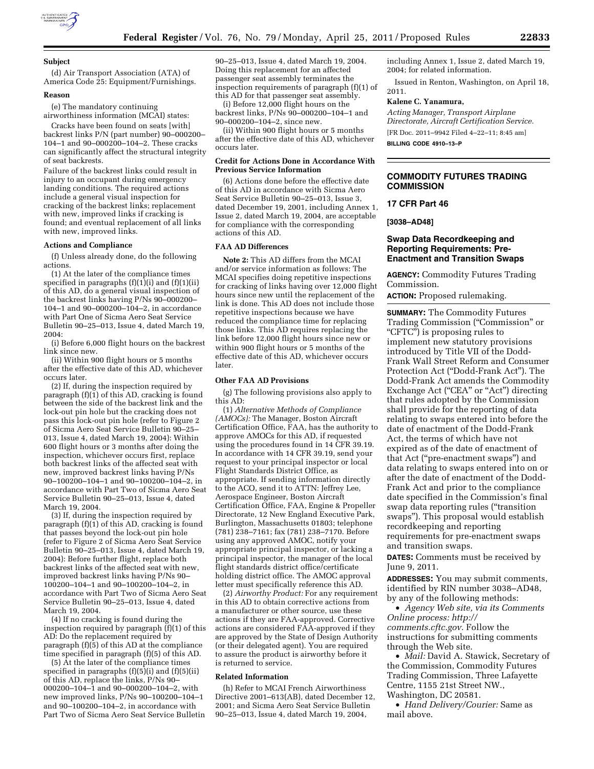### Subject

(d) Air Transport Association (ATA) of America Code 25: Equipment/Furnishings.

### Reason

(e) The mandatory continuing airworthiness information (MCAI) states:

Cracks have been found on seats [with] backrest links P/N (part number) 90–000200–104–1 and 90–000200–104–2. These cracks can significantly affect the structural integrity of seat backrests.

Failure of the backrest links could result in injury to an occupant during emergency landing conditions. The required actions include a general visual inspection for cracking of the backrest links; replacement with new, improved links if cracking is found; and eventual replacement of all links with new, improved links.

### Actions and Compliance

(f) Unless already done, do the following actions.

(1) At the later of the compliance times specified in paragraphs (f)(1)(i) and (f)(1)(ii) of this AD, do a general visual inspection of the backrest links having P/Ns 90–000200–104–1 and 90–000200–104–2, in accordance with Part One of Sicma Aero Seat Service Bulletin 90–25–013, Issue 4, dated March 19, 2004:

(i) Before 6,000 flight hours on the backrest link since new.

(ii) Within 900 flight hours or 5 months after the effective date of this AD, whichever occurs later.

(2) If, during the inspection required by paragraph (f)(1) of this AD, cracking is found between the side of the backrest link and the lock-out pin hole but the cracking does not pass this lock-out pin hole (refer to Figure 2 of Sicma Aero Seat Service Bulletin 90–25–013, Issue 4, dated March 19, 2004): Within 600 flight hours or 3 months after doing the inspection, whichever occurs first, replace both backrest links of the affected seat with new, improved backrest links having P/Ns 90–100200–104–1 and 90–100200–104–2, in accordance with Part Two of Sicma Aero Seat Service Bulletin 90–25–013, Issue 4, dated March 19, 2004.

(3) If, during the inspection required by paragraph (f)(1) of this AD, cracking is found that passes beyond the lock-out pin hole (refer to Figure 2 of Sicma Aero Seat Service Bulletin 90–25–013, Issue 4, dated March 19, 2004): Before further flight, replace both backrest links of the affected seat with new, improved backrest links having P/Ns 90–100200–104–1 and 90–100200–104–2, in accordance with Part Two of Sicma Aero Seat Service Bulletin 90–25–013, Issue 4, dated March 19, 2004.

(4) If no cracking is found during the inspection required by paragraph (f)(1) of this AD: Do the replacement required by paragraph (f)(5) of this AD at the compliance time specified in paragraph (f)(5) of this AD.

(5) At the later of the compliance times specified in paragraphs (f)(5)(i) and (f)(5)(ii) of this AD, replace the links, P/Ns 90–000200–104–1 and 90–000200–104–2, with new improved links, P/Ns 90–100200–104–1 and 90–100200–104–2, in accordance with Part Two of Sicma Aero Seat Service Bulletin 90–25–013, Issue 4, dated March 19, 2004. Doing this replacement for an affected passenger seat assembly terminates the inspection requirements of paragraph (f)(1) of this AD for that passenger seat assembly.

(i) Before 12,000 flight hours on the backrest links, P/Ns 90–000200–104–1 and 90–000200–104–2, since new.

(ii) Within 900 flight hours or 5 months after the effective date of this AD, whichever occurs later.

### Credit for Actions Done in Accordance With Previous Service Information

(6) Actions done before the effective date of this AD in accordance with Sicma Aero Seat Service Bulletin 90–25–013, Issue 3, dated December 19, 2001, including Annex 1, Issue 2, dated March 19, 2004, are acceptable for compliance with the corresponding actions of this AD.

### FAA AD Differences

**Note 2:** This AD differs from the MCAI and/or service information as follows: The MCAI specifies doing repetitive inspections for cracking of links having over 12,000 flight hours since new until the replacement of the link is done. This AD does not include those repetitive inspections because we have reduced the compliance time for replacing those links. This AD requires replacing the link before 12,000 flight hours since new or within 900 flight hours or 5 months of the effective date of this AD, whichever occurs later.

### Other FAA AD Provisions

(g) The following provisions also apply to this AD:

(1) *Alternative Methods of Compliance (AMOCs):* The Manager, Boston Aircraft Certification Office, FAA, has the authority to approve AMOCs for this AD, if requested using the procedures found in 14 CFR 39.19. In accordance with 14 CFR 39.19, send your request to your principal inspector or local Flight Standards District Office, as appropriate. If sending information directly to the ACO, send it to ATTN: Jeffrey Lee, Aerospace Engineer, Boston Aircraft Certification Office, FAA, Engine & Propeller Directorate, 12 New England Executive Park, Burlington, Massachusetts 01803; telephone (781) 238–7161; fax (781) 238–7170. Before using any approved AMOC, notify your appropriate principal inspector, or lacking a principal inspector, the manager of the local flight standards district office/certificate holding district office. The AMOC approval letter must specifically reference this AD.

(2) *Airworthy Product:* For any requirement in this AD to obtain corrective actions from a manufacturer or other source, use these actions if they are FAA-approved. Corrective actions are considered FAA-approved if they are approved by the State of Design Authority (or their delegated agent). You are required to assure the product is airworthy before it is returned to service.

### Related Information

(h) Refer to MCAI French Airworthiness Directive 2001–613(AB), dated December 12, 2001; and Sicma Aero Seat Service Bulletin 90–25–013, Issue 4, dated March 19, 2004, including Annex 1, Issue 2, dated March 19, 2004; for related information.

Issued in Renton, Washington, on April 18, 2011.

**Kalene C. Yanamura,**

*Acting Manager, Transport Airplane Directorate, Aircraft Certification Service.*

[FR Doc. 2011–9942 Filed 4–22–11; 8:45 am]

**BILLING CODE 4910–13–P**

---

## COMMODITY FUTURES TRADING COMMISSION

## 17 CFR Part 46

**[3038–AD48]**

## Swap Data Recordkeeping and Reporting Requirements: Pre-Enactment and Transition Swaps

**AGENCY:** Commodity Futures Trading Commission.

**ACTION:** Proposed rulemaking.

**SUMMARY:** The Commodity Futures Trading Commission ("Commission" or "CFTC") is proposing rules to implement new statutory provisions introduced by Title VII of the Dodd-Frank Wall Street Reform and Consumer Protection Act ("Dodd-Frank Act"). The Dodd-Frank Act amends the Commodity Exchange Act ("CEA" or "Act") directing that rules adopted by the Commission shall provide for the reporting of data relating to swaps entered into before the date of enactment of the Dodd-Frank Act, the terms of which have not expired as of the date of enactment of that Act ("pre-enactment swaps") and data relating to swaps entered into on or after the date of enactment of the Dodd-Frank Act and prior to the compliance date specified in the Commission's final swap data reporting rules ("transition swaps"). This proposal would establish recordkeeping and reporting requirements for pre-enactment swaps and transition swaps.

**DATES:** Comments must be received by June 9, 2011.

**ADDRESSES:** You may submit comments, identified by RIN number 3038–AD48, by any of the following methods:

- *Agency Web site, via its Comments Online process: http://comments.cftc.gov.* Follow the instructions for submitting comments through the Web site.
- *Mail:* David A. Stawick, Secretary of the Commission, Commodity Futures Trading Commission, Three Lafayette Centre, 1155 21st Street NW., Washington, DC 20581.
- *Hand Delivery/Courier:* Same as mail above.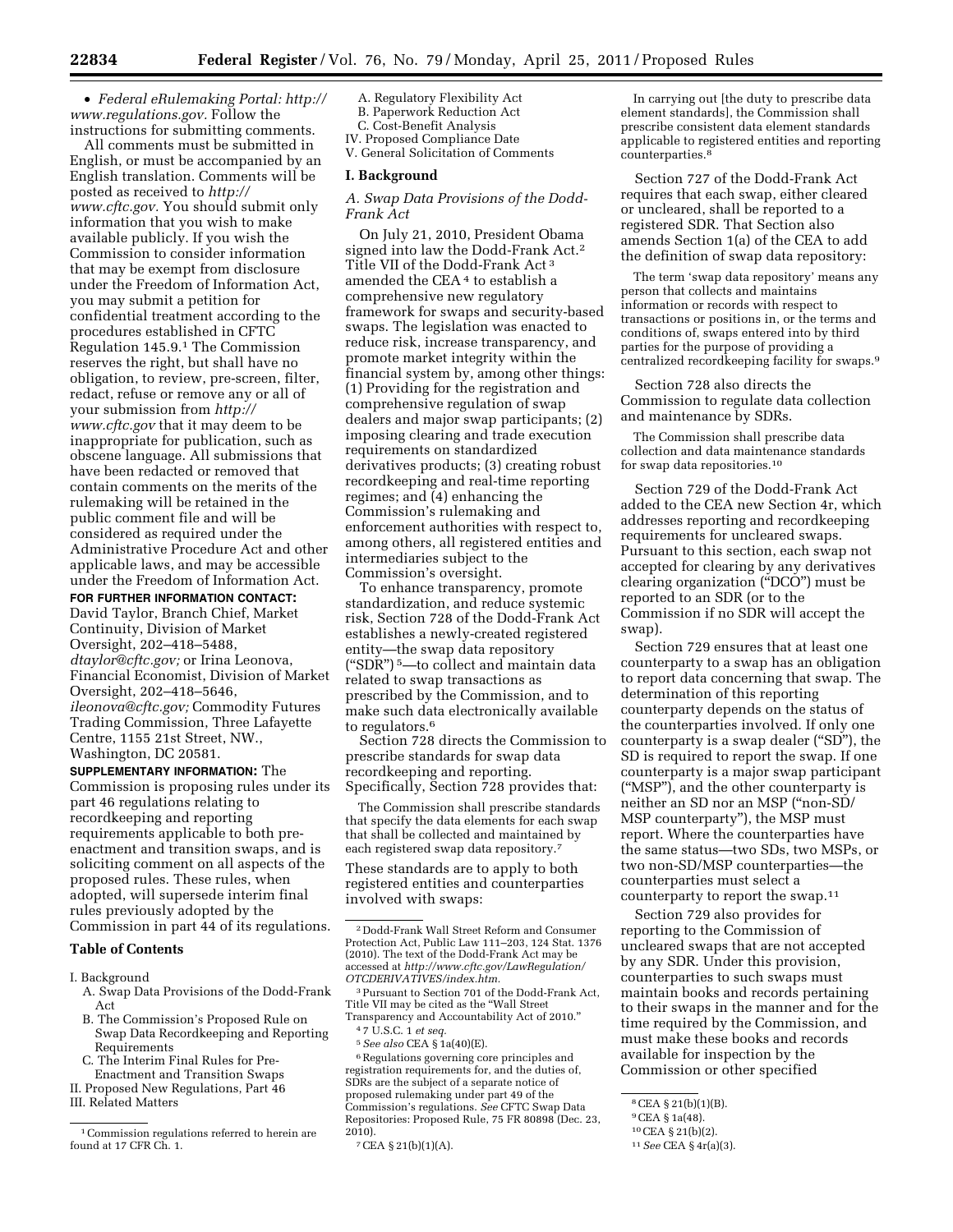- *Federal eRulemaking Portal: http://www.regulations.gov.* Follow the instructions for submitting comments.

All comments must be submitted in English, or must be accompanied by an English translation. Comments will be posted as received to *http://www.cftc.gov.* You should submit only information that you wish to make available publicly. If you wish the Commission to consider information that may be exempt from disclosure under the Freedom of Information Act, you may submit a petition for confidential treatment according to the procedures established in CFTC Regulation 145.9.[1] The Commission reserves the right, but shall have no obligation, to review, pre-screen, filter, redact, refuse or remove any or all of your submission from *http://www.cftc.gov* that it may deem to be inappropriate for publication, such as obscene language. All submissions that have been redacted or removed that contain comments on the merits of the rulemaking will be retained in the public comment file and will be considered as required under the Administrative Procedure Act and other applicable laws, and may be accessible under the Freedom of Information Act.

**FOR FURTHER INFORMATION CONTACT:** David Taylor, Branch Chief, Market Continuity, Division of Market Oversight, 202–418–5488, *dtaylor@cftc.gov;* or Irina Leonova, Financial Economist, Division of Market Oversight, 202–418–5646, *ileonova@cftc.gov;* Commodity Futures Trading Commission, Three Lafayette Centre, 1155 21st Street, NW., Washington, DC 20581.

**SUPPLEMENTARY INFORMATION:** The Commission is proposing rules under its part 46 regulations relating to recordkeeping and reporting requirements applicable to both pre-enactment and transition swaps, and is soliciting comment on all aspects of the proposed rules. These rules, when adopted, will supersede interim final rules previously adopted by the Commission in part 44 of its regulations.

**Table of Contents**

I. Background
  A. Swap Data Provisions of the Dodd-Frank Act
  B. The Commission's Proposed Rule on Swap Data Recordkeeping and Reporting Requirements
  C. The Interim Final Rules for Pre-Enactment and Transition Swaps
II. Proposed New Regulations, Part 46
III. Related Matters
  A. Regulatory Flexibility Act
  B. Paperwork Reduction Act
  C. Cost-Benefit Analysis
IV. Proposed Compliance Date
V. General Solicitation of Comments

## I. Background

### A. Swap Data Provisions of the Dodd-Frank Act

On July 21, 2010, President Obama signed into law the Dodd-Frank Act.[2] Title VII of the Dodd-Frank Act[3] amended the CEA[4] to establish a comprehensive new regulatory framework for swaps and security-based swaps. The legislation was enacted to reduce risk, increase transparency, and promote market integrity within the financial system by, among other things: (1) Providing for the registration and comprehensive regulation of swap dealers and major swap participants; (2) imposing clearing and trade execution requirements on standardized derivatives products; (3) creating robust recordkeeping and real-time reporting regimes; and (4) enhancing the Commission's rulemaking and enforcement authorities with respect to, among others, all registered entities and intermediaries subject to the Commission's oversight.

To enhance transparency, promote standardization, and reduce systemic risk, Section 728 of the Dodd-Frank Act establishes a newly-created registered entity—the swap data repository ("SDR")[5]—to collect and maintain data related to swap transactions as prescribed by the Commission, and to make such data electronically available to regulators.[6]

Section 728 directs the Commission to prescribe standards for swap data recordkeeping and reporting. Specifically, Section 728 provides that:

> The Commission shall prescribe standards that specify the data elements for each swap that shall be collected and maintained by each registered swap data repository.[7]

These standards are to apply to both registered entities and counterparties involved with swaps:

> In carrying out [the duty to prescribe data element standards], the Commission shall prescribe consistent data element standards applicable to registered entities and reporting counterparties.[8]

Section 727 of the Dodd-Frank Act requires that each swap, either cleared or uncleared, shall be reported to a registered SDR. That Section also amends Section 1(a) of the CEA to add the definition of swap data repository:

> The term 'swap data repository' means any person that collects and maintains information or records with respect to transactions or positions in, or the terms and conditions of, swaps entered into by third parties for the purpose of providing a centralized recordkeeping facility for swaps.[9]

Section 728 also directs the Commission to regulate data collection and maintenance by SDRs.

> The Commission shall prescribe data collection and data maintenance standards for swap data repositories.[10]

Section 729 of the Dodd-Frank Act added to the CEA new Section 4r, which addresses reporting and recordkeeping requirements for uncleared swaps. Pursuant to this section, each swap not accepted for clearing by any derivatives clearing organization ("DCO") must be reported to an SDR (or to the Commission if no SDR will accept the swap).

Section 729 ensures that at least one counterparty to a swap has an obligation to report data concerning that swap. The determination of this reporting counterparty depends on the status of the counterparties involved. If only one counterparty is a swap dealer ("SD"), the SD is required to report the swap. If one counterparty is a major swap participant ("MSP"), and the other counterparty is neither an SD nor an MSP ("non-SD/MSP counterparty"), the MSP must report. Where the counterparties have the same status—two SDs, two MSPs, or two non-SD/MSP counterparties—the counterparties must select a counterparty to report the swap.[11]

Section 729 also provides for reporting to the Commission of uncleared swaps that are not accepted by any SDR. Under this provision, counterparties to such swaps must maintain books and records pertaining to their swaps in the manner and for the time required by the Commission, and must make these books and records available for inspection by the Commission or other specified

---

[1] Commission regulations referred to herein are found at 17 CFR Ch. 1.

[2] Dodd-Frank Wall Street Reform and Consumer Protection Act, Public Law 111–203, 124 Stat. 1376 (2010). The text of the Dodd-Frank Act may be accessed at *http://www.cftc.gov/LawRegulation/OTCDERIVATIVES/index.htm.*

[3] Pursuant to Section 701 of the Dodd-Frank Act, Title VII may be cited as the "Wall Street Transparency and Accountability Act of 2010."

[4] 7 U.S.C. 1 *et seq.*

[5] *See also* CEA § 1a(40)(E).

[6] Regulations governing core principles and registration requirements for, and the duties of, SDRs are the subject of a separate notice of proposed rulemaking under part 49 of the Commission's regulations. *See* CFTC Swap Data Repositories: Proposed Rule, 75 FR 80898 (Dec. 23, 2010).

[7] CEA § 21(b)(1)(A).

[8] CEA § 21(b)(1)(B).

[9] CEA § 1a(48).

[10] CEA § 21(b)(2).

[11] *See* CEA § 4r(a)(3).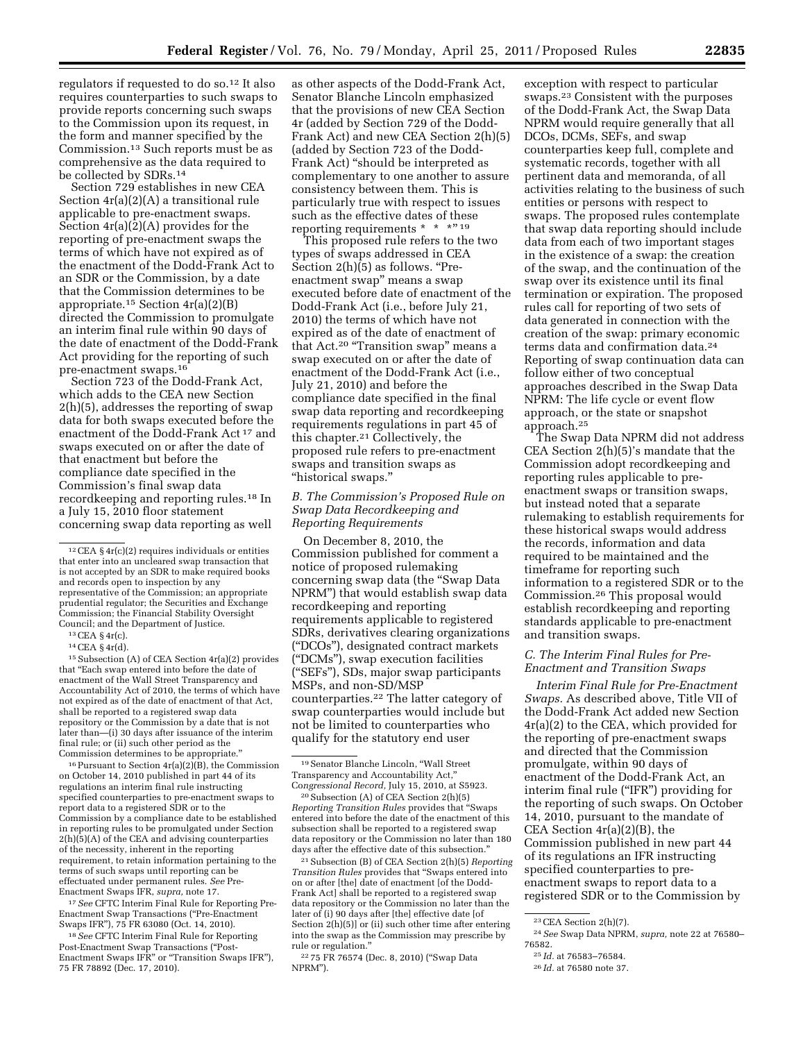regulators if requested to do so.[12] It also requires counterparties to such swaps to provide reports concerning such swaps to the Commission upon its request, in the form and manner specified by the Commission.[13] Such reports must be as comprehensive as the data required to be collected by SDRs.[14]

Section 729 establishes in new CEA Section 4r(a)(2)(A) a transitional rule applicable to pre-enactment swaps. Section 4r(a)(2)(A) provides for the reporting of pre-enactment swaps the terms of which have not expired as of the enactment of the Dodd-Frank Act to an SDR or the Commission, by a date that the Commission determines to be appropriate.[15] Section 4r(a)(2)(B) directed the Commission to promulgate an interim final rule within 90 days of the date of enactment of the Dodd-Frank Act providing for the reporting of such pre-enactment swaps.[16]

Section 723 of the Dodd-Frank Act, which adds to the CEA new Section 2(h)(5), addresses the reporting of swap data for both swaps executed before the enactment of the Dodd-Frank Act[17] and swaps executed on or after the date of that enactment but before the compliance date specified in the Commission's final swap data recordkeeping and reporting rules.[18] In a July 15, 2010 floor statement concerning swap data reporting as well as other aspects of the Dodd-Frank Act, Senator Blanche Lincoln emphasized that the provisions of new CEA Section 4r (added by Section 729 of the Dodd-Frank Act) and new CEA Section 2(h)(5) (added by Section 723 of the Dodd-Frank Act) "should be interpreted as complementary to one another to assure consistency between them. This is particularly true with respect to issues such as the effective dates of these reporting requirements * * *"[19]

This proposed rule refers to the two types of swaps addressed in CEA Section 2(h)(5) as follows. "Pre-enactment swap" means a swap executed before date of enactment of the Dodd-Frank Act (i.e., before July 21, 2010) the terms of which have not expired as of the date of enactment of that Act.[20] "Transition swap" means a swap executed on or after the date of enactment of the Dodd-Frank Act (i.e., July 21, 2010) and before the compliance date specified in the final swap data reporting and recordkeeping requirements regulations in part 45 of this chapter.[21] Collectively, the proposed rule refers to pre-enactment swaps and transition swaps as "historical swaps."

### B. The Commission's Proposed Rule on Swap Data Recordkeeping and Reporting Requirements

On December 8, 2010, the Commission published for comment a notice of proposed rulemaking concerning swap data (the "Swap Data NPRM") that would establish swap data recordkeeping and reporting requirements applicable to registered SDRs, derivatives clearing organizations ("DCOs"), designated contract markets ("DCMs"), swap execution facilities ("SEFs"), SDs, major swap participants MSPs, and non-SD/MSP counterparties.[22] The latter category of swap counterparties would include but not be limited to counterparties who qualify for the statutory end user exception with respect to particular swaps.[23] Consistent with the purposes of the Dodd-Frank Act, the Swap Data NPRM would require generally that all DCOs, DCMs, SEFs, and swap counterparties keep full, complete and systematic records, together with all pertinent data and memoranda, of all activities relating to the business of such entities or persons with respect to swaps. The proposed rules contemplate that swap data reporting should include data from each of two important stages in the existence of a swap: the creation of the swap, and the continuation of the swap over its existence until its final termination or expiration. The proposed rules call for reporting of two sets of data generated in connection with the creation of the swap: primary economic terms data and confirmation data.[24] Reporting of swap continuation data can follow either of two conceptual approaches described in the Swap Data NPRM: The life cycle or event flow approach, or the state or snapshot approach.[25]

The Swap Data NPRM did not address CEA Section 2(h)(5)'s mandate that the Commission adopt recordkeeping and reporting rules applicable to pre-enactment swaps or transition swaps, but instead noted that a separate rulemaking to establish requirements for these historical swaps would address the records, information and data required to be maintained and the timeframe for reporting such information to a registered SDR or to the Commission.[26] This proposal would establish recordkeeping and reporting standards applicable to pre-enactment and transition swaps.

### C. The Interim Final Rules for Pre-Enactment and Transition Swaps

*Interim Final Rule for Pre-Enactment Swaps.* As described above, Title VII of the Dodd-Frank Act added new Section 4r(a)(2) to the CEA, which provided for the reporting of pre-enactment swaps and directed that the Commission promulgate, within 90 days of enactment of the Dodd-Frank Act, an interim final rule ("IFR") providing for the reporting of such swaps. On October 14, 2010, pursuant to the mandate of CEA Section 4r(a)(2)(B), the Commission published in new part 44 of its regulations an IFR instructing specified counterparties to pre-enactment swaps to report data to a registered SDR or to the Commission by

---

[12] CEA § 4r(c)(2) requires individuals or entities that enter into an uncleared swap transaction that is not accepted by an SDR to make required books and records open to inspection by any representative of the Commission; an appropriate prudential regulator; the Securities and Exchange Commission; the Financial Stability Oversight Council; and the Department of Justice.

[13] CEA § 4r(c).

[14] CEA § 4r(d).

[15] Subsection (A) of CEA Section 4r(a)(2) provides that "Each swap entered into before the date of enactment of the Wall Street Transparency and Accountability Act of 2010, the terms of which have not expired as of the date of enactment of that Act, shall be reported to a registered swap data repository or the Commission by a date that is not later than—(i) 30 days after issuance of the interim final rule; or (ii) such other period as the Commission determines to be appropriate."

[16] Pursuant to Section 4r(a)(2)(B), the Commission on October 14, 2010 published in part 44 of its regulations an interim final rule instructing specified counterparties to pre-enactment swaps to report data to a registered SDR or to the Commission by a compliance date to be established in reporting rules to be promulgated under Section 2(h)(5)(A) of the CEA and advising counterparties of the necessity, inherent in the reporting requirement, to retain information pertaining to the terms of such swaps until reporting can be effectuated under permanent rules. *See* Pre-Enactment Swaps IFR, *supra,* note 17.

[17] *See* CFTC Interim Final Rule for Reporting Pre-Enactment Swap Transactions ("Pre-Enactment Swaps IFR"), 75 FR 63080 (Oct. 14, 2010).

[18] *See* CFTC Interim Final Rule for Reporting Post-Enactment Swap Transactions ("Post-Enactment Swaps IFR" or "Transition Swaps IFR"), 75 FR 78892 (Dec. 17, 2010).

[19] Senator Blanche Lincoln, "Wall Street Transparency and Accountability Act," C*ongressional Record,* July 15, 2010, at S5923.

[20] Subsection (A) of CEA Section 2(h)(5) *Reporting Transition Rules* provides that "Swaps entered into before the date of the enactment of this subsection shall be reported to a registered swap data repository or the Commission no later than 180 days after the effective date of this subsection."

[21] Subsection (B) of CEA Section 2(h)(5) *Reporting Transition Rules* provides that "Swaps entered into on or after [the] date of enactment [of the Dodd-Frank Act] shall be reported to a registered swap data repository or the Commission no later than the later of (i) 90 days after [the] effective date [of Section 2(h)(5)] or (ii) such other time after entering into the swap as the Commission may prescribe by rule or regulation."

[22] 75 FR 76574 (Dec. 8, 2010) ("Swap Data NPRM").

[23] CEA Section 2(h)(7).

[24] *See* Swap Data NPRM, *supra,* note 22 at 76580–76582.

[25] *Id.* at 76583–76584.

[26] *Id.* at 76580 note 37.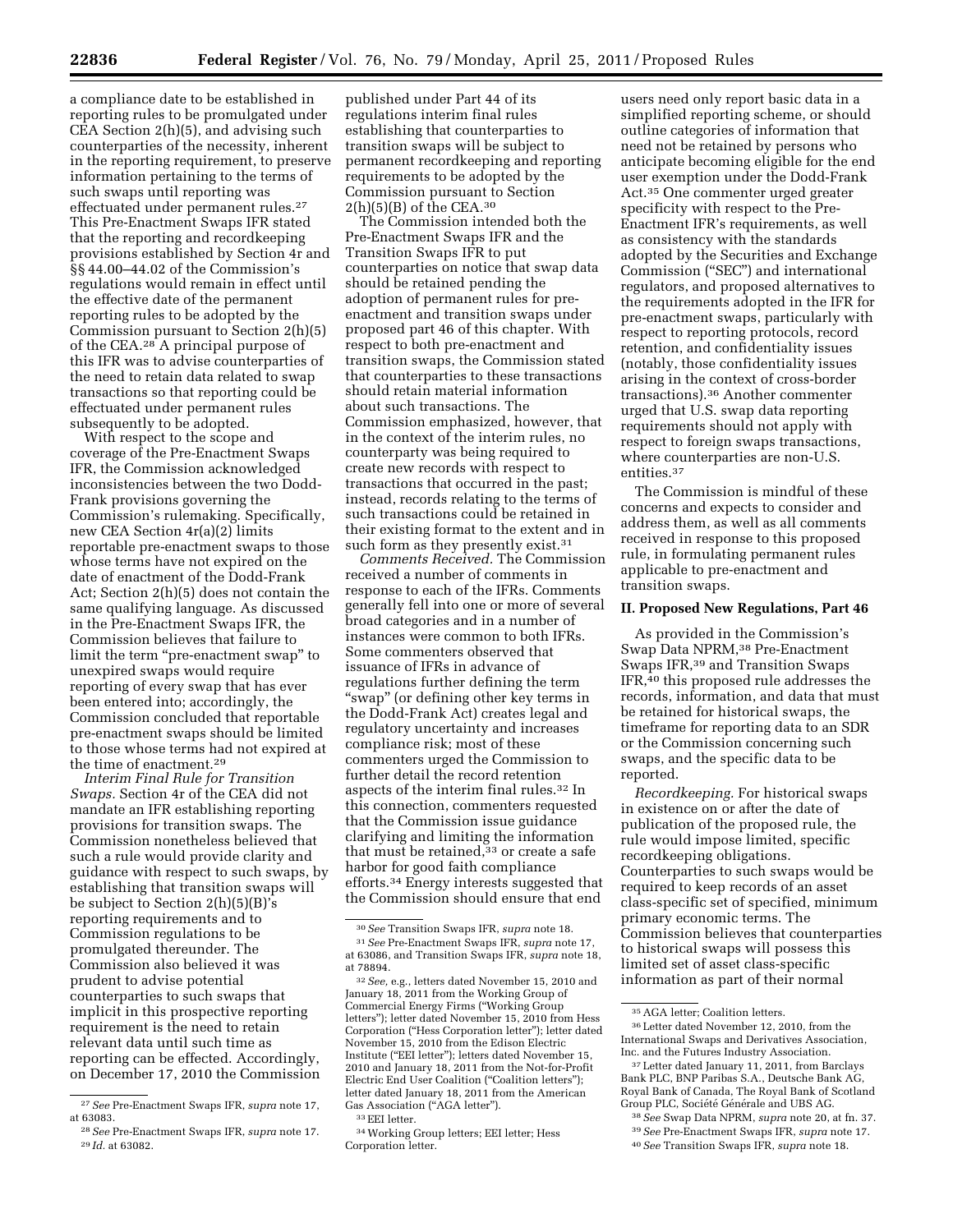a compliance date to be established in reporting rules to be promulgated under CEA Section 2(h)(5), and advising such counterparties of the necessity, inherent in the reporting requirement, to preserve information pertaining to the terms of such swaps until reporting was effectuated under permanent rules.[27] This Pre-Enactment Swaps IFR stated that the reporting and recordkeeping provisions established by Section 4r and §§ 44.00–44.02 of the Commission's regulations would remain in effect until the effective date of the permanent reporting rules to be adopted by the Commission pursuant to Section 2(h)(5) of the CEA.[28] A principal purpose of this IFR was to advise counterparties of the need to retain data related to swap transactions so that reporting could be effectuated under permanent rules subsequently to be adopted.

With respect to the scope and coverage of the Pre-Enactment Swaps IFR, the Commission acknowledged inconsistencies between the two Dodd-Frank provisions governing the Commission's rulemaking. Specifically, new CEA Section 4r(a)(2) limits reportable pre-enactment swaps to those whose terms have not expired on the date of enactment of the Dodd-Frank Act; Section 2(h)(5) does not contain the same qualifying language. As discussed in the Pre-Enactment Swaps IFR, the Commission believes that failure to limit the term "pre-enactment swap" to unexpired swaps would require reporting of every swap that has ever been entered into; accordingly, the Commission concluded that reportable pre-enactment swaps should be limited to those whose terms had not expired at the time of enactment.[29]

*Interim Final Rule for Transition Swaps.* Section 4r of the CEA did not mandate an IFR establishing reporting provisions for transition swaps. The Commission nonetheless believed that such a rule would provide clarity and guidance with respect to such swaps, by establishing that transition swaps will be subject to Section 2(h)(5)(B)'s reporting requirements and to Commission regulations to be promulgated thereunder. The Commission also believed it was prudent to advise potential counterparties to such swaps that implicit in this prospective reporting requirement is the need to retain relevant data until such time as reporting can be effected. Accordingly, on December 17, 2010 the Commission published under Part 44 of its regulations interim final rules establishing that counterparties to transition swaps will be subject to permanent recordkeeping and reporting requirements to be adopted by the Commission pursuant to Section 2(h)(5)(B) of the CEA.[30]

The Commission intended both the Pre-Enactment Swaps IFR and the Transition Swaps IFR to put counterparties on notice that swap data should be retained pending the adoption of permanent rules for pre-enactment and transition swaps under proposed part 46 of this chapter. With respect to both pre-enactment and transition swaps, the Commission stated that counterparties to these transactions should retain material information about such transactions. The Commission emphasized, however, that in the context of the interim rules, no counterparty was being required to create new records with respect to transactions that occurred in the past; instead, records relating to the terms of such transactions could be retained in their existing format to the extent and in such form as they presently exist.[31]

*Comments Received.* The Commission received a number of comments in response to each of the IFRs. Comments generally fell into one or more of several broad categories and in a number of instances were common to both IFRs. Some commenters observed that issuance of IFRs in advance of regulations further defining the term "swap" (or defining other key terms in the Dodd-Frank Act) creates legal and regulatory uncertainty and increases compliance risk; most of these commenters urged the Commission to further detail the record retention aspects of the interim final rules.[32] In this connection, commenters requested that the Commission issue guidance clarifying and limiting the information that must be retained,[33] or create a safe harbor for good faith compliance efforts.[34] Energy interests suggested that the Commission should ensure that end users need only report basic data in a simplified reporting scheme, or should outline categories of information that need not be retained by persons who anticipate becoming eligible for the end user exemption under the Dodd-Frank Act.[35] One commenter urged greater specificity with respect to the Pre-Enactment IFR's requirements, as well as consistency with the standards adopted by the Securities and Exchange Commission ("SEC") and international regulators, and proposed alternatives to the requirements adopted in the IFR for pre-enactment swaps, particularly with respect to reporting protocols, record retention, and confidentiality issues (notably, those confidentiality issues arising in the context of cross-border transactions).[36] Another commenter urged that U.S. swap data reporting requirements should not apply with respect to foreign swaps transactions, where counterparties are non-U.S. entities.[37]

The Commission is mindful of these concerns and expects to consider and address them, as well as all comments received in response to this proposed rule, in formulating permanent rules applicable to pre-enactment and transition swaps.

## II. Proposed New Regulations, Part 46

As provided in the Commission's Swap Data NPRM,[38] Pre-Enactment Swaps IFR,[39] and Transition Swaps IFR,[40] this proposed rule addresses the records, information, and data that must be retained for historical swaps, the timeframe for reporting data to an SDR or the Commission concerning such swaps, and the specific data to be reported.

*Recordkeeping.* For historical swaps in existence on or after the date of publication of the proposed rule, the rule would impose limited, specific recordkeeping obligations. Counterparties to such swaps would be required to keep records of an asset class-specific set of specified, minimum primary economic terms. The Commission believes that counterparties to historical swaps will possess this limited set of asset class-specific information as part of their normal

---

[27] *See* Pre-Enactment Swaps IFR, *supra* note 17, at 63083.

[28] *See* Pre-Enactment Swaps IFR, *supra* note 17.

[29] *Id.* at 63082.

[30] *See* Transition Swaps IFR, *supra* note 18.

[31] *See* Pre-Enactment Swaps IFR, *supra* note 17, at 63086, and Transition Swaps IFR, *supra* note 18, at 78894.

[32] *See,* e.g., letters dated November 15, 2010 and January 18, 2011 from the Working Group of Commercial Energy Firms ("Working Group letters"); letter dated November 15, 2010 from Hess Corporation ("Hess Corporation letter"); letter dated November 15, 2010 from the Edison Electric Institute ("EEI letter"); letters dated November 15, 2010 and January 18, 2011 from the Not-for-Profit Electric End User Coalition ("Coalition letters"); letter dated January 18, 2011 from the American Gas Association ("AGA letter").

[33] EEI letter.

[34] Working Group letters; EEI letter; Hess Corporation letter.

[35] AGA letter; Coalition letters.

[36] Letter dated November 12, 2010, from the International Swaps and Derivatives Association, Inc. and the Futures Industry Association.

[37] Letter dated January 11, 2011, from Barclays Bank PLC, BNP Paribas S.A., Deutsche Bank AG, Royal Bank of Canada, The Royal Bank of Scotland Group PLC, Société Générale and UBS AG.

[38] *See* Swap Data NPRM, *supra* note 20, at fn. 37.

[39] *See* Pre-Enactment Swaps IFR, *supra* note 17.

[40] *See* Transition Swaps IFR, *supra* note 18.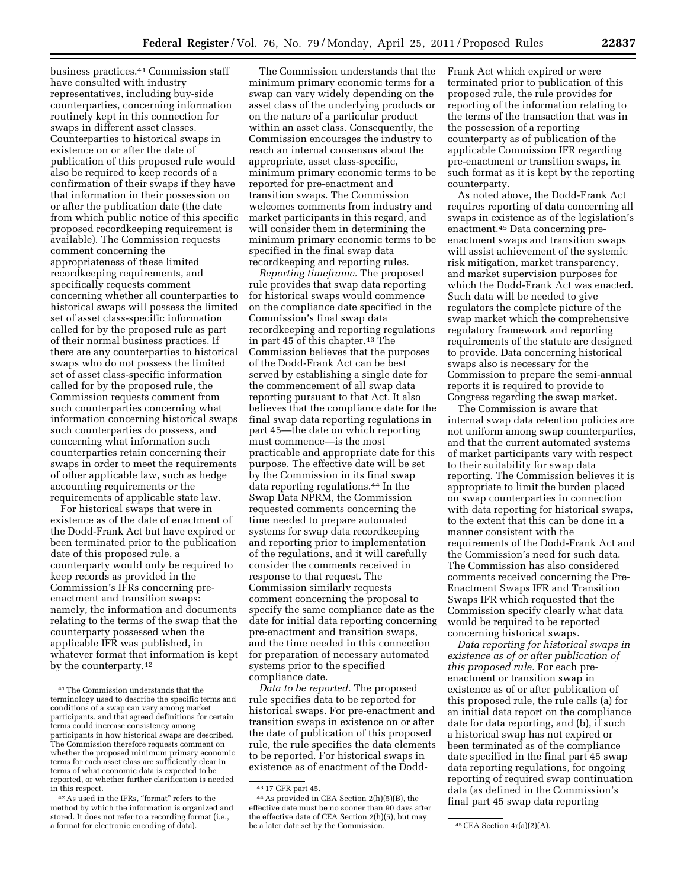business practices.[41] Commission staff have consulted with industry representatives, including buy-side counterparties, concerning information routinely kept in this connection for swaps in different asset classes. Counterparties to historical swaps in existence on or after the date of publication of this proposed rule would also be required to keep records of a confirmation of their swaps if they have that information in their possession on or after the publication date (the date from which public notice of this specific proposed recordkeeping requirement is available). The Commission requests comment concerning the appropriateness of these limited recordkeeping requirements, and specifically requests comment concerning whether all counterparties to historical swaps will possess the limited set of asset class-specific information called for by the proposed rule as part of their normal business practices. If there are any counterparties to historical swaps who do not possess the limited set of asset class-specific information called for by the proposed rule, the Commission requests comment from such counterparties concerning what information concerning historical swaps such counterparties do possess, and concerning what information such counterparties retain concerning their swaps in order to meet the requirements of other applicable law, such as hedge accounting requirements or the requirements of applicable state law.

For historical swaps that were in existence as of the date of enactment of the Dodd-Frank Act but have expired or been terminated prior to the publication date of this proposed rule, a counterparty would only be required to keep records as provided in the Commission's IFRs concerning pre-enactment and transition swaps: namely, the information and documents relating to the terms of the swap that the counterparty possessed when the applicable IFR was published, in whatever format that information is kept by the counterparty.[42]

The Commission understands that the minimum primary economic terms for a swap can vary widely depending on the asset class of the underlying products or on the nature of a particular product within an asset class. Consequently, the Commission encourages the industry to reach an internal consensus about the appropriate, asset class-specific, minimum primary economic terms to be reported for pre-enactment and transition swaps. The Commission welcomes comments from industry and market participants in this regard, and will consider them in determining the minimum primary economic terms to be specified in the final swap data recordkeeping and reporting rules.

*Reporting timeframe.* The proposed rule provides that swap data reporting for historical swaps would commence on the compliance date specified in the Commission's final swap data recordkeeping and reporting regulations in part 45 of this chapter.[43] The Commission believes that the purposes of the Dodd-Frank Act can be best served by establishing a single date for the commencement of all swap data reporting pursuant to that Act. It also believes that the compliance date for the final swap data reporting regulations in part 45—the date on which reporting must commence—is the most practicable and appropriate date for this purpose. The effective date will be set by the Commission in its final swap data reporting regulations.[44] In the Swap Data NPRM, the Commission requested comments concerning the time needed to prepare automated systems for swap data recordkeeping and reporting prior to implementation of the regulations, and it will carefully consider the comments received in response to that request. The Commission similarly requests comment concerning the proposal to specify the same compliance date as the date for initial data reporting concerning pre-enactment and transition swaps, and the time needed in this connection for preparation of necessary automated systems prior to the specified compliance date.

*Data to be reported.* The proposed rule specifies data to be reported for historical swaps. For pre-enactment and transition swaps in existence on or after the date of publication of this proposed rule, the rule specifies the data elements to be reported. For historical swaps in existence as of enactment of the Dodd-Frank Act which expired or were terminated prior to publication of this proposed rule, the rule provides for reporting of the information relating to the terms of the transaction that was in the possession of a reporting counterparty as of publication of the applicable Commission IFR regarding pre-enactment or transition swaps, in such format as it is kept by the reporting counterparty.

As noted above, the Dodd-Frank Act requires reporting of data concerning all swaps in existence as of the legislation's enactment.[45] Data concerning pre-enactment swaps and transition swaps will assist achievement of the systemic risk mitigation, market transparency, and market supervision purposes for which the Dodd-Frank Act was enacted. Such data will be needed to give regulators the complete picture of the swap market which the comprehensive regulatory framework and reporting requirements of the statute are designed to provide. Data concerning historical swaps also is necessary for the Commission to prepare the semi-annual reports it is required to provide to Congress regarding the swap market.

The Commission is aware that internal swap data retention policies are not uniform among swap counterparties, and that the current automated systems of market participants vary with respect to their suitability for swap data reporting. The Commission believes it is appropriate to limit the burden placed on swap counterparties in connection with data reporting for historical swaps, to the extent that this can be done in a manner consistent with the requirements of the Dodd-Frank Act and the Commission's need for such data. The Commission has also considered comments received concerning the Pre-Enactment Swaps IFR and Transition Swaps IFR which requested that the Commission specify clearly what data would be required to be reported concerning historical swaps.

*Data reporting for historical swaps in existence as of or after publication of this proposed rule.* For each pre-enactment or transition swap in existence as of or after publication of this proposed rule, the rule calls (a) for an initial data report on the compliance date for data reporting, and (b), if such a historical swap has not expired or been terminated as of the compliance date specified in the final part 45 swap data reporting regulations, for ongoing reporting of required swap continuation data (as defined in the Commission's final part 45 swap data reporting

---

[41] The Commission understands that the terminology used to describe the specific terms and conditions of a swap can vary among market participants, and that agreed definitions for certain terms could increase consistency among participants in how historical swaps are described. The Commission therefore requests comment on whether the proposed minimum primary economic terms for each asset class are sufficiently clear in terms of what economic data is expected to be reported, or whether further clarification is needed in this respect.

[42] As used in the IFRs, "format" refers to the method by which the information is organized and stored. It does not refer to a recording format (i.e., a format for electronic encoding of data).

[43] 17 CFR part 45.

[44] As provided in CEA Section 2(h)(5)(B), the effective date must be no sooner than 90 days after the effective date of CEA Section 2(h)(5), but may be a later date set by the Commission.

[45] CEA Section 4r(a)(2)(A).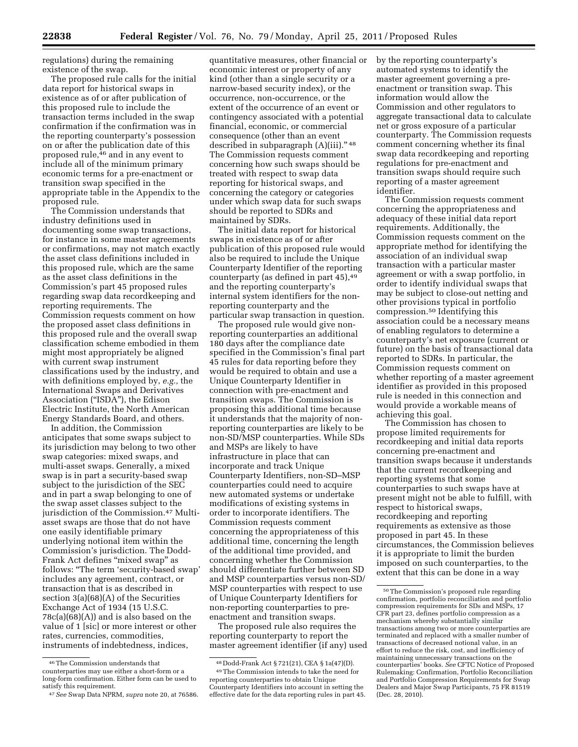regulations) during the remaining existence of the swap.

The proposed rule calls for the initial data report for historical swaps in existence as of or after publication of this proposed rule to include the transaction terms included in the swap confirmation if the confirmation was in the reporting counterparty's possession on or after the publication date of this proposed rule,[46] and in any event to include all of the minimum primary economic terms for a pre-enactment or transition swap specified in the appropriate table in the Appendix to the proposed rule.

The Commission understands that industry definitions used in documenting some swap transactions, for instance in some master agreements or confirmations, may not match exactly the asset class definitions included in this proposed rule, which are the same as the asset class definitions in the Commission's part 45 proposed rules regarding swap data recordkeeping and reporting requirements. The Commission requests comment on how the proposed asset class definitions in this proposed rule and the overall swap classification scheme embodied in them might most appropriately be aligned with current swap instrument classifications used by the industry, and with definitions employed by, *e.g.,* the International Swaps and Derivatives Association ("ISDA"), the Edison Electric Institute, the North American Energy Standards Board, and others.

In addition, the Commission anticipates that some swaps subject to its jurisdiction may belong to two other swap categories: mixed swaps, and multi-asset swaps. Generally, a mixed swap is in part a security-based swap subject to the jurisdiction of the SEC and in part a swap belonging to one of the swap asset classes subject to the jurisdiction of the Commission.[47] Multi-asset swaps are those that do not have one easily identifiable primary underlying notional item within the Commission's jurisdiction. The Dodd-Frank Act defines "mixed swap" as follows: "The term 'security-based swap' includes any agreement, contract, or transaction that is as described in section 3(a)(68)(A) of the Securities Exchange Act of 1934 (15 U.S.C. 78c(a)(68)(A)) and is also based on the value of 1 [sic] or more interest or other rates, currencies, commodities, instruments of indebtedness, indices, quantitative measures, other financial or economic interest or property of any kind (other than a single security or a narrow-based security index), or the occurrence, non-occurrence, or the extent of the occurrence of an event or contingency associated with a potential financial, economic, or commercial consequence (other than an event described in subparagraph (A)(iii)."[48] The Commission requests comment concerning how such swaps should be treated with respect to swap data reporting for historical swaps, and concerning the category or categories under which swap data for such swaps should be reported to SDRs and maintained by SDRs.

The initial data report for historical swaps in existence as of or after publication of this proposed rule would also be required to include the Unique Counterparty Identifier of the reporting counterparty (as defined in part 45),[49] and the reporting counterparty's internal system identifiers for the non-reporting counterparty and the particular swap transaction in question.

The proposed rule would give non-reporting counterparties an additional 180 days after the compliance date specified in the Commission's final part 45 rules for data reporting before they would be required to obtain and use a Unique Counterparty Identifier in connection with pre-enactment and transition swaps. The Commission is proposing this additional time because it understands that the majority of non-reporting counterparties are likely to be non-SD/MSP counterparties. While SDs and MSPs are likely to have infrastructure in place that can incorporate and track Unique Counterparty Identifiers, non-SD–MSP counterparties could need to acquire new automated systems or undertake modifications of existing systems in order to incorporate identifiers. The Commission requests comment concerning the appropriateness of this additional time, concerning the length of the additional time provided, and concerning whether the Commission should differentiate further between SD and MSP counterparties versus non-SD/MSP counterparties with respect to use of Unique Counterparty Identifiers for non-reporting counterparties to pre-enactment and transition swaps.

The proposed rule also requires the reporting counterparty to report the master agreement identifier (if any) used by the reporting counterparty's automated systems to identify the master agreement governing a pre-enactment or transition swap. This information would allow the Commission and other regulators to aggregate transactional data to calculate net or gross exposure of a particular counterparty. The Commission requests comment concerning whether its final swap data recordkeeping and reporting regulations for pre-enactment and transition swaps should require such reporting of a master agreement identifier.

The Commission requests comment concerning the appropriateness and adequacy of these initial data report requirements. Additionally, the Commission requests comment on the appropriate method for identifying the association of an individual swap transaction with a particular master agreement or with a swap portfolio, in order to identify individual swaps that may be subject to close-out netting and other provisions typical in portfolio compression.[50] Identifying this association could be a necessary means of enabling regulators to determine a counterparty's net exposure (current or future) on the basis of transactional data reported to SDRs. In particular, the Commission requests comment on whether reporting of a master agreement identifier as provided in this proposed rule is needed in this connection and would provide a workable means of achieving this goal.

The Commission has chosen to propose limited requirements for recordkeeping and initial data reports concerning pre-enactment and transition swaps because it understands that the current recordkeeping and reporting systems that some counterparties to such swaps have at present might not be able to fulfill, with respect to historical swaps, recordkeeping and reporting requirements as extensive as those proposed in part 45. In these circumstances, the Commission believes it is appropriate to limit the burden imposed on such counterparties, to the extent that this can be done in a way

---

[46] The Commission understands that counterparties may use either a short-form or a long-form confirmation. Either form can be used to satisfy this requirement.

[47] *See* Swap Data NPRM, *supra* note 20, at 76586.

[48] Dodd-Frank Act § 721(21), CEA § 1a(47)(D).

[49] The Commission intends to take the need for reporting counterparties to obtain Unique Counterparty Identifiers into account in setting the effective date for the data reporting rules in part 45.

[50] The Commission's proposed rule regarding confirmation, portfolio reconciliation and portfolio compression requirements for SDs and MSPs, 17 CFR part 23, defines portfolio compression as a mechanism whereby substantially similar transactions among two or more counterparties are terminated and replaced with a smaller number of transactions of decreased notional value, in an effort to reduce the risk, cost, and inefficiency of maintaining unnecessary transactions on the counterparties' books. *See* CFTC Notice of Proposed Rulemaking: Confirmation, Portfolio Reconciliation and Portfolio Compression Requirements for Swap Dealers and Major Swap Participants, 75 FR 81519 (Dec. 28, 2010).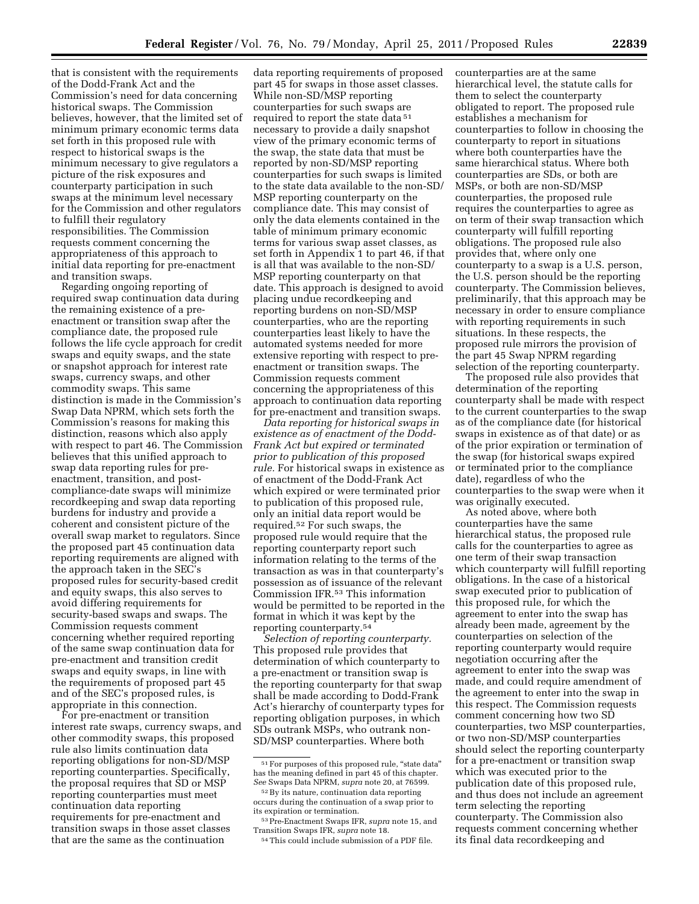that is consistent with the requirements of the Dodd-Frank Act and the Commission's need for data concerning historical swaps. The Commission believes, however, that the limited set of minimum primary economic terms data set forth in this proposed rule with respect to historical swaps is the minimum necessary to give regulators a picture of the risk exposures and counterparty participation in such swaps at the minimum level necessary for the Commission and other regulators to fulfill their regulatory responsibilities. The Commission requests comment concerning the appropriateness of this approach to initial data reporting for pre-enactment and transition swaps.

Regarding ongoing reporting of required swap continuation data during the remaining existence of a pre-enactment or transition swap after the compliance date, the proposed rule follows the life cycle approach for credit swaps and equity swaps, and the state or snapshot approach for interest rate swaps, currency swaps, and other commodity swaps. This same distinction is made in the Commission's Swap Data NPRM, which sets forth the Commission's reasons for making this distinction, reasons which also apply with respect to part 46. The Commission believes that this unified approach to swap data reporting rules for pre-enactment, transition, and post-compliance-date swaps will minimize recordkeeping and swap data reporting burdens for industry and provide a coherent and consistent picture of the overall swap market to regulators. Since the proposed part 45 continuation data reporting requirements are aligned with the approach taken in the SEC's proposed rules for security-based credit and equity swaps, this also serves to avoid differing requirements for security-based swaps and swaps. The Commission requests comment concerning whether required reporting of the same swap continuation data for pre-enactment and transition credit swaps and equity swaps, in line with the requirements of proposed part 45 and of the SEC's proposed rules, is appropriate in this connection.

For pre-enactment or transition interest rate swaps, currency swaps, and other commodity swaps, this proposed rule also limits continuation data reporting obligations for non-SD/MSP reporting counterparties. Specifically, the proposal requires that SD or MSP reporting counterparties must meet continuation data reporting requirements for pre-enactment and transition swaps in those asset classes that are the same as the continuation data reporting requirements of proposed part 45 for swaps in those asset classes. While non-SD/MSP reporting counterparties for such swaps are required to report the state data [51] necessary to provide a daily snapshot view of the primary economic terms of the swap, the state data that must be reported by non-SD/MSP reporting counterparties for such swaps is limited to the state data available to the non-SD/MSP reporting counterparty on the compliance date. This may consist of only the data elements contained in the table of minimum primary economic terms for various swap asset classes, as set forth in Appendix 1 to part 46, if that is all that was available to the non-SD/MSP reporting counterparty on that date. This approach is designed to avoid placing undue recordkeeping and reporting burdens on non-SD/MSP counterparties, who are the reporting counterparties least likely to have the automated systems needed for more extensive reporting with respect to pre-enactment or transition swaps. The Commission requests comment concerning the appropriateness of this approach to continuation data reporting for pre-enactment and transition swaps.

*Data reporting for historical swaps in existence as of enactment of the Dodd-Frank Act but expired or terminated prior to publication of this proposed rule.* For historical swaps in existence as of enactment of the Dodd-Frank Act which expired or were terminated prior to publication of this proposed rule, only an initial data report would be required.[52] For such swaps, the proposed rule would require that the reporting counterparty report such information relating to the terms of the transaction as was in that counterparty's possession as of issuance of the relevant Commission IFR.[53] This information would be permitted to be reported in the format in which it was kept by the reporting counterparty.[54]

*Selection of reporting counterparty.* This proposed rule provides that determination of which counterparty to a pre-enactment or transition swap is the reporting counterparty for that swap shall be made according to Dodd-Frank Act's hierarchy of counterparty types for reporting obligation purposes, in which SDs outrank MSPs, who outrank non-SD/MSP counterparties. Where both counterparties are at the same hierarchical level, the statute calls for them to select the counterparty obligated to report. The proposed rule establishes a mechanism for counterparties to follow in choosing the counterparty to report in situations where both counterparties have the same hierarchical status. Where both counterparties are SDs, or both are MSPs, or both are non-SD/MSP counterparties, the proposed rule requires the counterparties to agree as on term of their swap transaction which counterparty will fulfill reporting obligations. The proposed rule also provides that, where only one counterparty to a swap is a U.S. person, the U.S. person should be the reporting counterparty. The Commission believes, preliminarily, that this approach may be necessary in order to ensure compliance with reporting requirements in such situations. In these respects, the proposed rule mirrors the provision of the part 45 Swap NPRM regarding selection of the reporting counterparty.

The proposed rule also provides that determination of the reporting counterparty shall be made with respect to the current counterparties to the swap as of the compliance date (for historical swaps in existence as of that date) or as of the prior expiration or termination of the swap (for historical swaps expired or terminated prior to the compliance date), regardless of who the counterparties to the swap were when it was originally executed.

As noted above, where both counterparties have the same hierarchical status, the proposed rule calls for the counterparties to agree as one term of their swap transaction which counterparty will fulfill reporting obligations. In the case of a historical swap executed prior to publication of this proposed rule, for which the agreement to enter into the swap has already been made, agreement by the counterparties on selection of the reporting counterparty would require negotiation occurring after the agreement to enter into the swap was made, and could require amendment of the agreement to enter into the swap in this respect. The Commission requests comment concerning how two SD counterparties, two MSP counterparties, or two non-SD/MSP counterparties should select the reporting counterparty for a pre-enactment or transition swap which was executed prior to the publication date of this proposed rule, and thus does not include an agreement term selecting the reporting counterparty. The Commission also requests comment concerning whether its final data recordkeeping and

[51] For purposes of this proposed rule, "state data" has the meaning defined in part 45 of this chapter. *See* Swaps Data NPRM, *supra* note 20, at 76599.

[52] By its nature, continuation data reporting occurs during the continuation of a swap prior to its expiration or termination.

[53] Pre-Enactment Swaps IFR, *supra* note 15, and Transition Swaps IFR, *supra* note 18.

[54] This could include submission of a PDF file.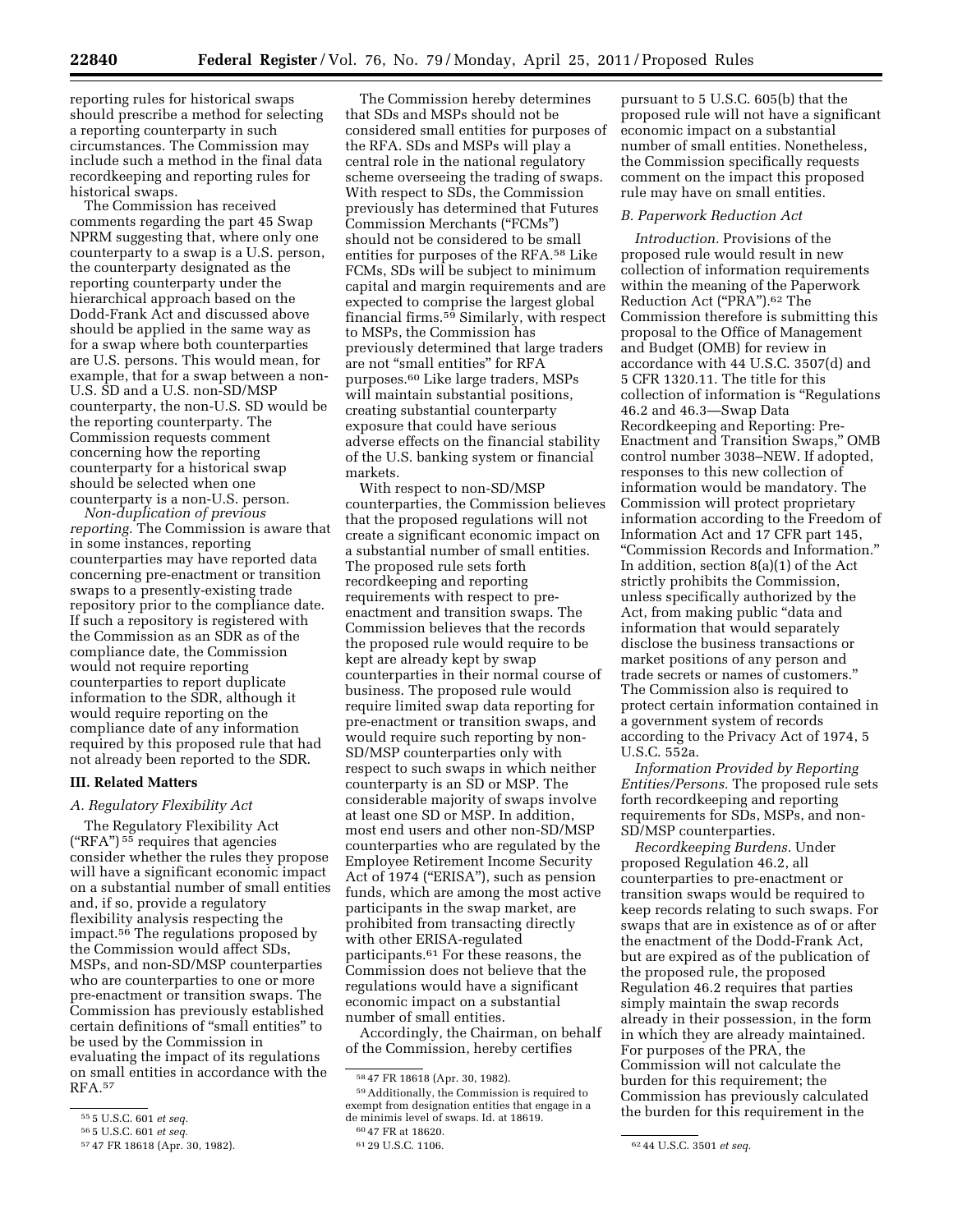reporting rules for historical swaps should prescribe a method for selecting a reporting counterparty in such circumstances. The Commission may include such a method in the final data recordkeeping and reporting rules for historical swaps.

The Commission has received comments regarding the part 45 Swap NPRM suggesting that, where only one counterparty to a swap is a U.S. person, the counterparty designated as the reporting counterparty under the hierarchical approach based on the Dodd-Frank Act and discussed above should be applied in the same way as for a swap where both counterparties are U.S. persons. This would mean, for example, that for a swap between a non-U.S. SD and a U.S. non-SD/MSP counterparty, the non-U.S. SD would be the reporting counterparty. The Commission requests comment concerning how the reporting counterparty for a historical swap should be selected when one counterparty is a non-U.S. person.

*Non-duplication of previous reporting.* The Commission is aware that in some instances, reporting counterparties may have reported data concerning pre-enactment or transition swaps to a presently-existing trade repository prior to the compliance date. If such a repository is registered with the Commission as an SDR as of the compliance date, the Commission would not require reporting counterparties to report duplicate information to the SDR, although it would require reporting on the compliance date of any information required by this proposed rule that had not already been reported to the SDR.

## III. Related Matters

### A. Regulatory Flexibility Act

The Regulatory Flexibility Act ("RFA") [55] requires that agencies consider whether the rules they propose will have a significant economic impact on a substantial number of small entities and, if so, provide a regulatory flexibility analysis respecting the impact.[56] The regulations proposed by the Commission would affect SDs, MSPs, and non-SD/MSP counterparties who are counterparties to one or more pre-enactment or transition swaps. The Commission has previously established certain definitions of "small entities" to be used by the Commission in evaluating the impact of its regulations on small entities in accordance with the RFA.[57]

The Commission hereby determines that SDs and MSPs should not be considered small entities for purposes of the RFA. SDs and MSPs will play a central role in the national regulatory scheme overseeing the trading of swaps. With respect to SDs, the Commission previously has determined that Futures Commission Merchants ("FCMs") should not be considered to be small entities for purposes of the RFA.[58] Like FCMs, SDs will be subject to minimum capital and margin requirements and are expected to comprise the largest global financial firms.[59] Similarly, with respect to MSPs, the Commission has previously determined that large traders are not "small entities" for RFA purposes.[60] Like large traders, MSPs will maintain substantial positions, creating substantial counterparty exposure that could have serious adverse effects on the financial stability of the U.S. banking system or financial markets.

With respect to non-SD/MSP counterparties, the Commission believes that the proposed regulations will not create a significant economic impact on a substantial number of small entities. The proposed rule sets forth recordkeeping and reporting requirements with respect to pre-enactment and transition swaps. The Commission believes that the records the proposed rule would require to be kept are already kept by swap counterparties in their normal course of business. The proposed rule would require limited swap data reporting for pre-enactment or transition swaps, and would require such reporting by non-SD/MSP counterparties only with respect to such swaps in which neither counterparty is an SD or MSP. The considerable majority of swaps involve at least one SD or MSP. In addition, most end users and other non-SD/MSP counterparties who are regulated by the Employee Retirement Income Security Act of 1974 ("ERISA"), such as pension funds, which are among the most active participants in the swap market, are prohibited from transacting directly with other ERISA-regulated participants.[61] For these reasons, the Commission does not believe that the regulations would have a significant economic impact on a substantial number of small entities.

Accordingly, the Chairman, on behalf of the Commission, hereby certifies pursuant to 5 U.S.C. 605(b) that the proposed rule will not have a significant economic impact on a substantial number of small entities. Nonetheless, the Commission specifically requests comment on the impact this proposed rule may have on small entities.

### B. Paperwork Reduction Act

*Introduction.* Provisions of the proposed rule would result in new collection of information requirements within the meaning of the Paperwork Reduction Act ("PRA").[62] The Commission therefore is submitting this proposal to the Office of Management and Budget (OMB) for review in accordance with 44 U.S.C. 3507(d) and 5 CFR 1320.11. The title for this collection of information is "Regulations 46.2 and 46.3—Swap Data Recordkeeping and Reporting: Pre-Enactment and Transition Swaps," OMB control number 3038–NEW. If adopted, responses to this new collection of information would be mandatory. The Commission will protect proprietary information according to the Freedom of Information Act and 17 CFR part 145, "Commission Records and Information." In addition, section 8(a)(1) of the Act strictly prohibits the Commission, unless specifically authorized by the Act, from making public "data and information that would separately disclose the business transactions or market positions of any person and trade secrets or names of customers." The Commission also is required to protect certain information contained in a government system of records according to the Privacy Act of 1974, 5 U.S.C. 552a.

*Information Provided by Reporting Entities/Persons.* The proposed rule sets forth recordkeeping and reporting requirements for SDs, MSPs, and non-SD/MSP counterparties.

*Recordkeeping Burdens.* Under proposed Regulation 46.2, all counterparties to pre-enactment or transition swaps would be required to keep records relating to such swaps. For swaps that are in existence as of or after the enactment of the Dodd-Frank Act, but are expired as of the publication of the proposed rule, the proposed Regulation 46.2 requires that parties simply maintain the swap records already in their possession, in the form in which they are already maintained. For purposes of the PRA, the Commission will not calculate the burden for this requirement; the Commission has previously calculated the burden for this requirement in the

---

[55] 5 U.S.C. 601 *et seq.*

[56] 5 U.S.C. 601 *et seq.*

[57] 47 FR 18618 (Apr. 30, 1982).

[58] 47 FR 18618 (Apr. 30, 1982).

[59] Additionally, the Commission is required to exempt from designation entities that engage in a de minimis level of swaps. Id. at 18619.

[60] 47 FR at 18620.

[61] 29 U.S.C. 1106.

[62] 44 U.S.C. 3501 *et seq.*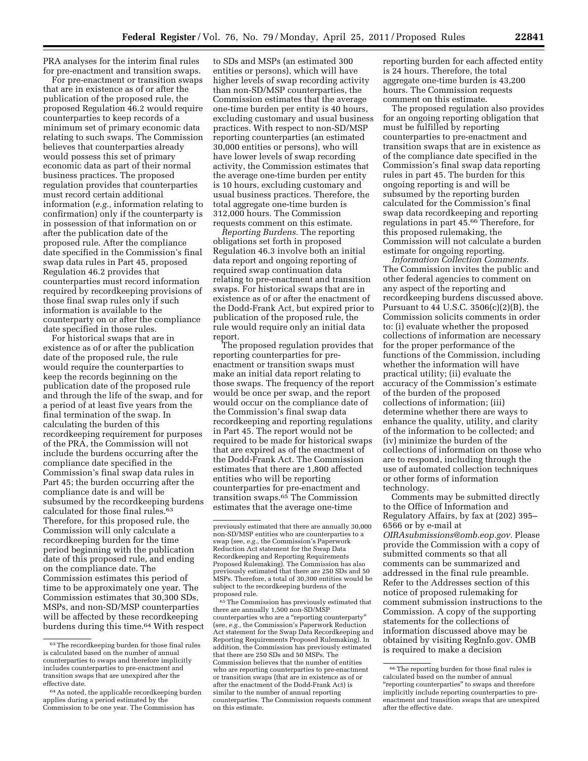PRA analyses for the interim final rules for pre-enactment and transition swaps.

For pre-enactment or transition swaps that are in existence as of or after the publication of the proposed rule, the proposed Regulation 46.2 would require counterparties to keep records of a minimum set of primary economic data relating to such swaps. The Commission believes that counterparties already would possess this set of primary economic data as part of their normal business practices. The proposed regulation provides that counterparties must record certain additional information (*e.g.,* information relating to confirmation) only if the counterparty is in possession of that information on or after the publication date of the proposed rule. After the compliance date specified in the Commission's final swap data rules in Part 45, proposed Regulation 46.2 provides that counterparties must record information required by recordkeeping provisions of those final swap rules only if such information is available to the counterparty on or after the compliance date specified in those rules.

For historical swaps that are in existence as of or after the publication date of the proposed rule, the rule would require the counterparties to keep the records beginning on the publication date of the proposed rule and through the life of the swap, and for a period of at least five years from the final termination of the swap. In calculating the burden of this recordkeeping requirement for purposes of the PRA, the Commission will not include the burdens occurring after the compliance date specified in the Commission's final swap data rules in Part 45; the burden occurring after the compliance date is and will be subsumed by the recordkeeping burdens calculated for those final rules.[63] Therefore, for this proposed rule, the Commission will only calculate a recordkeeping burden for the time period beginning with the publication date of this proposed rule, and ending on the compliance date. The Commission estimates this period of time to be approximately one year. The Commission estimates that 30,300 SDs, MSPs, and non-SD/MSP counterparties will be affected by these recordkeeping burdens during this time.[64] With respect to SDs and MSPs (an estimated 300 entities or persons), which will have higher levels of swap recording activity than non-SD/MSP counterparties, the Commission estimates that the average one-time burden per entity is 40 hours, excluding customary and usual business practices. With respect to non-SD/MSP reporting counterparties (an estimated 30,000 entities or persons), who will have lower levels of swap recording activity, the Commission estimates that the average one-time burden per entity is 10 hours, excluding customary and usual business practices. Therefore, the total aggregate one-time burden is 312,000 hours. The Commission requests comment on this estimate.

*Reporting Burdens.* The reporting obligations set forth in proposed Regulation 46.3 involve both an initial data report and ongoing reporting of required swap continuation data relating to pre-enactment and transition swaps. For historical swaps that are in existence as of or after the enactment of the Dodd-Frank Act, but expired prior to publication of the proposed rule, the rule would require only an initial data report.

The proposed regulation provides that reporting counterparties for pre-enactment or transition swaps must make an initial data report relating to those swaps. The frequency of the report would be once per swap, and the report would occur on the compliance date of the Commission's final swap data recordkeeping and reporting regulations in Part 45. The report would not be required to be made for historical swaps that are expired as of the enactment of the Dodd-Frank Act. The Commission estimates that there are 1,800 affected entities who will be reporting counterparties for pre-enactment and transition swaps.[65] The Commission estimates that the average one-time reporting burden for each affected entity is 24 hours. Therefore, the total aggregate one-time burden is 43,200 hours. The Commission requests comment on this estimate.

The proposed regulation also provides for an ongoing reporting obligation that must be fulfilled by reporting counterparties to pre-enactment and transition swaps that are in existence as of the compliance date specified in the Commission's final swap data reporting rules in part 45. The burden for this ongoing reporting is and will be subsumed by the reporting burden calculated for the Commission's final swap data recordkeeping and reporting regulations in part 45.[66] Therefore, for this proposed rulemaking, the Commission will not calculate a burden estimate for ongoing reporting.

*Information Collection Comments.* The Commission invites the public and other federal agencies to comment on any aspect of the reporting and recordkeeping burdens discussed above. Pursuant to 44 U.S.C. 3506(c)(2)(B), the Commission solicits comments in order to: (i) evaluate whether the proposed collections of information are necessary for the proper performance of the functions of the Commission, including whether the information will have practical utility; (ii) evaluate the accuracy of the Commission's estimate of the burden of the proposed collections of information; (iii) determine whether there are ways to enhance the quality, utility, and clarity of the information to be collected; and (iv) minimize the burden of the collections of information on those who are to respond, including through the use of automated collection techniques or other forms of information technology.

Comments may be submitted directly to the Office of Information and Regulatory Affairs, by fax at (202) 395–6566 or by e-mail at *OIRAsubmissions@omb.eop.gov.* Please provide the Commission with a copy of submitted comments so that all comments can be summarized and addressed in the final rule preamble. Refer to the Addresses section of this notice of proposed rulemaking for comment submission instructions to the Commission. A copy of the supporting statements for the collections of information discussed above may be obtained by visiting RegInfo.gov. OMB is required to make a decision

---

[63] The recordkeeping burden for those final rules is calculated based on the number of annual counterparties to swaps and therefore implicitly includes counterparties to pre-enactment and transition swaps that are unexpired after the effective date.

[64] As noted, the applicable recordkeeping burden applies during a period estimated by the Commission to be one year. The Commission has previously estimated that there are annually 30,000 non-SD/MSP entities who are counterparties to a swap (see, *e.g.,* the Commission's Paperwork Reduction Act statement for the Swap Data Recordkeeping and Reporting Requirements Proposed Rulemaking). The Commission has also previously estimated that there are 250 SDs and 50 MSPs. Therefore, a total of 30,300 entities would be subject to the recordkeeping burdens of the proposed rule.

[65] The Commission has previously estimated that there are annually 1,500 non-SD/MSP counterparties who are a "reporting counterparty" (see, *e.g.,* the Commission's Paperwork Reduction Act statement for the Swap Data Recordkeeping and Reporting Requirements Proposed Rulemaking). In addition, the Commission has previously estimated that there are 250 SDs and 50 MSPs. The Commission believes that the number of entities who are reporting counterparties to pre-enactment or transition swaps (that are in existence as of or after the enactment of the Dodd-Frank Act) is similar to the number of annual reporting counterparties. The Commission requests comment on this estimate.

[66] The reporting burden for those final rules is calculated based on the number of annual "reporting counterparties" to swaps and therefore implicitly include reporting counterparties to pre-enactment and transition swaps that are unexpired after the effective date.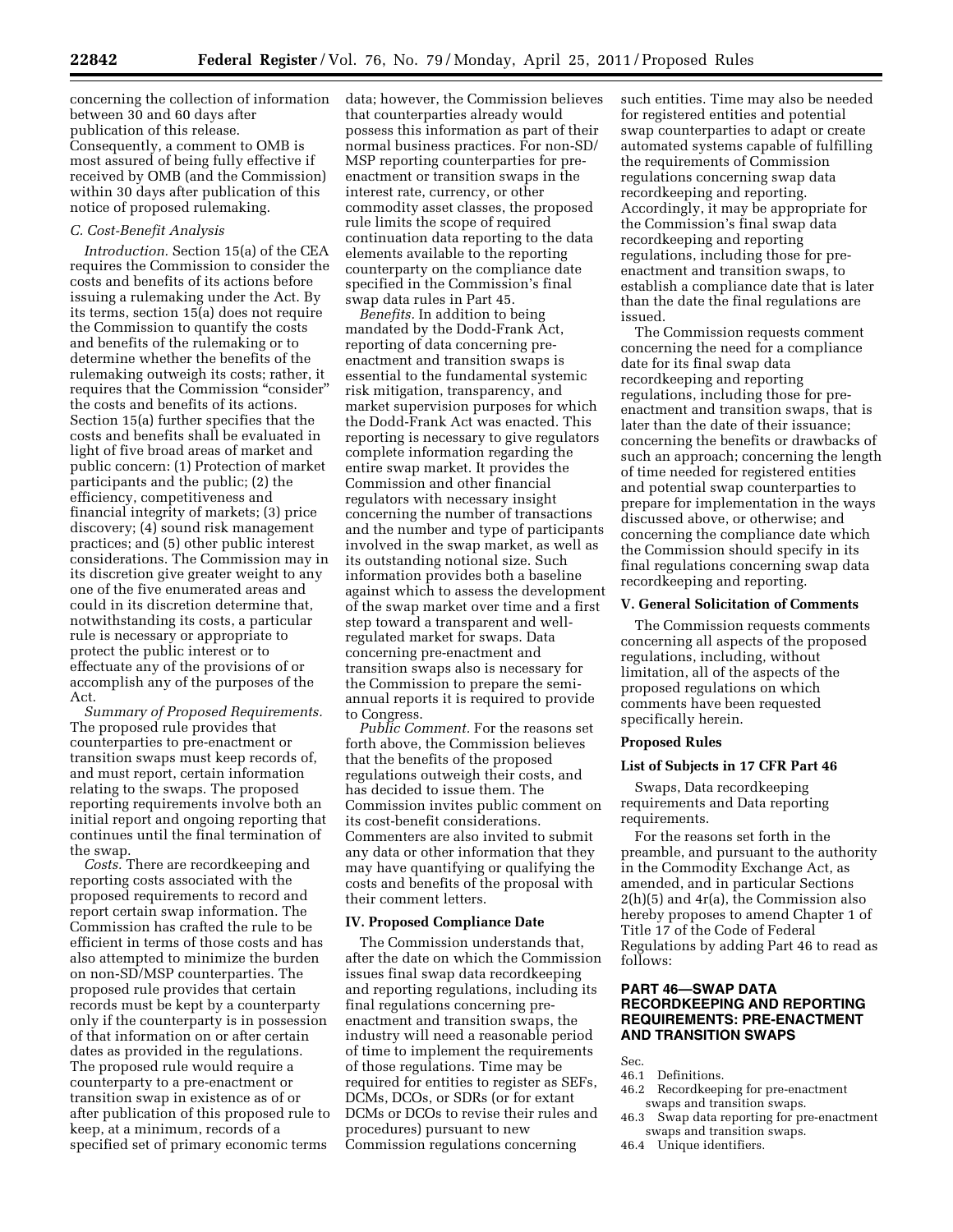concerning the collection of information between 30 and 60 days after publication of this release. Consequently, a comment to OMB is most assured of being fully effective if received by OMB (and the Commission) within 30 days after publication of this notice of proposed rulemaking.

### *C. Cost-Benefit Analysis*

*Introduction.* Section 15(a) of the CEA requires the Commission to consider the costs and benefits of its actions before issuing a rulemaking under the Act. By its terms, section 15(a) does not require the Commission to quantify the costs and benefits of the rulemaking or to determine whether the benefits of the rulemaking outweigh its costs; rather, it requires that the Commission "consider" the costs and benefits of its actions. Section 15(a) further specifies that the costs and benefits shall be evaluated in light of five broad areas of market and public concern: (1) Protection of market participants and the public; (2) the efficiency, competitiveness and financial integrity of markets; (3) price discovery; (4) sound risk management practices; and (5) other public interest considerations. The Commission may in its discretion give greater weight to any one of the five enumerated areas and could in its discretion determine that, notwithstanding its costs, a particular rule is necessary or appropriate to protect the public interest or to effectuate any of the provisions of or accomplish any of the purposes of the Act.

*Summary of Proposed Requirements.* The proposed rule provides that counterparties to pre-enactment or transition swaps must keep records of, and must report, certain information relating to the swaps. The proposed reporting requirements involve both an initial report and ongoing reporting that continues until the final termination of the swap.

*Costs.* There are recordkeeping and reporting costs associated with the proposed requirements to record and report certain swap information. The Commission has crafted the rule to be efficient in terms of those costs and has also attempted to minimize the burden on non-SD/MSP counterparties. The proposed rule provides that certain records must be kept by a counterparty only if the counterparty is in possession of that information on or after certain dates as provided in the regulations. The proposed rule would require a counterparty to a pre-enactment or transition swap in existence as of or after publication of this proposed rule to keep, at a minimum, records of a specified set of primary economic terms data; however, the Commission believes that counterparties already would possess this information as part of their normal business practices. For non-SD/MSP reporting counterparties for pre-enactment or transition swaps in the interest rate, currency, or other commodity asset classes, the proposed rule limits the scope of required continuation data reporting to the data elements available to the reporting counterparty on the compliance date specified in the Commission's final swap data rules in Part 45.

*Benefits.* In addition to being mandated by the Dodd-Frank Act, reporting of data concerning pre-enactment and transition swaps is essential to the fundamental systemic risk mitigation, transparency, and market supervision purposes for which the Dodd-Frank Act was enacted. This reporting is necessary to give regulators complete information regarding the entire swap market. It provides the Commission and other financial regulators with necessary insight concerning the number of transactions and the number and type of participants involved in the swap market, as well as its outstanding notional size. Such information provides both a baseline against which to assess the development of the swap market over time and a first step toward a transparent and well-regulated market for swaps. Data concerning pre-enactment and transition swaps also is necessary for the Commission to prepare the semi-annual reports it is required to provide to Congress.

*Public Comment.* For the reasons set forth above, the Commission believes that the benefits of the proposed regulations outweigh their costs, and has decided to issue them. The Commission invites public comment on its cost-benefit considerations. Commenters are also invited to submit any data or other information that they may have quantifying or qualifying the costs and benefits of the proposal with their comment letters.

## IV. Proposed Compliance Date

The Commission understands that, after the date on which the Commission issues final swap data recordkeeping and reporting regulations, including its final regulations concerning pre-enactment and transition swaps, the industry will need a reasonable period of time to implement the requirements of those regulations. Time may be required for entities to register as SEFs, DCMs, DCOs, or SDRs (or for extant DCMs or DCOs to revise their rules and procedures) pursuant to new Commission regulations concerning such entities. Time may also be needed for registered entities and potential swap counterparties to adapt or create automated systems capable of fulfilling the requirements of Commission regulations concerning swap data recordkeeping and reporting. Accordingly, it may be appropriate for the Commission's final swap data recordkeeping and reporting regulations, including those for pre-enactment and transition swaps, to establish a compliance date that is later than the date the final regulations are issued.

The Commission requests comment concerning the need for a compliance date for its final swap data recordkeeping and reporting regulations, including those for pre-enactment and transition swaps, that is later than the date of their issuance; concerning the benefits or drawbacks of such an approach; concerning the length of time needed for registered entities and potential swap counterparties to prepare for implementation in the ways discussed above, or otherwise; and concerning the compliance date which the Commission should specify in its final regulations concerning swap data recordkeeping and reporting.

## V. General Solicitation of Comments

The Commission requests comments concerning all aspects of the proposed regulations, including, without limitation, all of the aspects of the proposed regulations on which comments have been requested specifically herein.

## Proposed Rules

### List of Subjects in 17 CFR Part 46

Swaps, Data recordkeeping requirements and Data reporting requirements.

For the reasons set forth in the preamble, and pursuant to the authority in the Commodity Exchange Act, as amended, and in particular Sections 2(h)(5) and 4r(a), the Commission also hereby proposes to amend Chapter 1 of Title 17 of the Code of Federal Regulations by adding Part 46 to read as follows:

## PART 46—SWAP DATA RECORDKEEPING AND REPORTING REQUIREMENTS: PRE-ENACTMENT AND TRANSITION SWAPS

Sec.
46.1 Definitions.
46.2 Recordkeeping for pre-enactment swaps and transition swaps.
46.3 Swap data reporting for pre-enactment swaps and transition swaps.
46.4 Unique identifiers.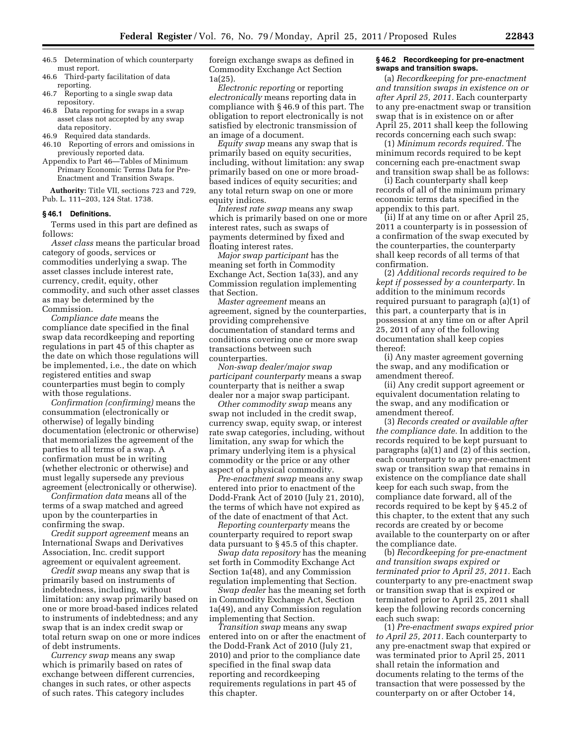46.5 Determination of which counterparty must report.
46.6 Third-party facilitation of data reporting.
46.7 Reporting to a single swap data repository.
46.8 Data reporting for swaps in a swap asset class not accepted by any swap data repository.
46.9 Required data standards.
46.10 Reporting of errors and omissions in previously reported data.
Appendix to Part 46—Tables of Minimum Primary Economic Terms Data for Pre-Enactment and Transition Swaps.

**Authority:** Title VII, sections 723 and 729, Pub. L. 111–203, 124 Stat. 1738.

### § 46.1 Definitions.

Terms used in this part are defined as follows:

*Asset class* means the particular broad category of goods, services or commodities underlying a swap. The asset classes include interest rate, currency, credit, equity, other commodity, and such other asset classes as may be determined by the Commission.

*Compliance date* means the compliance date specified in the final swap data recordkeeping and reporting regulations in part 45 of this chapter as the date on which those regulations will be implemented, i.e., the date on which registered entities and swap counterparties must begin to comply with those regulations.

*Confirmation (confirming)* means the consummation (electronically or otherwise) of legally binding documentation (electronic or otherwise) that memorializes the agreement of the parties to all terms of a swap. A confirmation must be in writing (whether electronic or otherwise) and must legally supersede any previous agreement (electronically or otherwise).

*Confirmation data* means all of the terms of a swap matched and agreed upon by the counterparties in confirming the swap.

*Credit support agreement* means an International Swaps and Derivatives Association, Inc. credit support agreement or equivalent agreement.

*Credit swap* means any swap that is primarily based on instruments of indebtedness, including, without limitation: any swap primarily based on one or more broad-based indices related to instruments of indebtedness; and any swap that is an index credit swap or total return swap on one or more indices of debt instruments.

*Currency swap* means any swap which is primarily based on rates of exchange between different currencies, changes in such rates, or other aspects of such rates. This category includes foreign exchange swaps as defined in Commodity Exchange Act Section 1a(25).

*Electronic reporting* or reporting *electronically* means reporting data in compliance with § 46.9 of this part. The obligation to report electronically is not satisfied by electronic transmission of an image of a document.

*Equity swap* means any swap that is primarily based on equity securities, including, without limitation: any swap primarily based on one or more broad-based indices of equity securities; and any total return swap on one or more equity indices.

*Interest rate swap* means any swap which is primarily based on one or more interest rates, such as swaps of payments determined by fixed and floating interest rates.

*Major swap participant* has the meaning set forth in Commodity Exchange Act, Section 1a(33), and any Commission regulation implementing that Section.

*Master agreement* means an agreement, signed by the counterparties, providing comprehensive documentation of standard terms and conditions covering one or more swap transactions between such counterparties.

*Non-swap dealer/major swap participant counterparty* means a swap counterparty that is neither a swap dealer nor a major swap participant.

*Other commodity swap* means any swap not included in the credit swap, currency swap, equity swap, or interest rate swap categories, including, without limitation, any swap for which the primary underlying item is a physical commodity or the price or any other aspect of a physical commodity.

*Pre-enactment swap* means any swap entered into prior to enactment of the Dodd-Frank Act of 2010 (July 21, 2010), the terms of which have not expired as of the date of enactment of that Act.

*Reporting counterparty* means the counterparty required to report swap data pursuant to § 45.5 of this chapter.

*Swap data repository* has the meaning set forth in Commodity Exchange Act Section 1a(48), and any Commission regulation implementing that Section.

*Swap dealer* has the meaning set forth in Commodity Exchange Act, Section 1a(49), and any Commission regulation implementing that Section.

*Transition swap* means any swap entered into on or after the enactment of the Dodd-Frank Act of 2010 (July 21, 2010) and prior to the compliance date specified in the final swap data reporting and recordkeeping requirements regulations in part 45 of this chapter.

### § 46.2 Recordkeeping for pre-enactment swaps and transition swaps.

(a) *Recordkeeping for pre-enactment and transition swaps in existence on or after April 25, 2011.* Each counterparty to any pre-enactment swap or transition swap that is in existence on or after April 25, 2011 shall keep the following records concerning each such swap:

(1) *Minimum records required.* The minimum records required to be kept concerning each pre-enactment swap and transition swap shall be as follows:

(i) Each counterparty shall keep records of all of the minimum primary economic terms data specified in the appendix to this part.

(ii) If at any time on or after April 25, 2011 a counterparty is in possession of a confirmation of the swap executed by the counterparties, the counterparty shall keep records of all terms of that confirmation.

(2) *Additional records required to be kept if possessed by a counterparty.* In addition to the minimum records required pursuant to paragraph (a)(1) of this part, a counterparty that is in possession at any time on or after April 25, 2011 of any of the following documentation shall keep copies thereof:

(i) Any master agreement governing the swap, and any modification or amendment thereof.

(ii) Any credit support agreement or equivalent documentation relating to the swap, and any modification or amendment thereof.

(3) *Records created or available after the compliance date.* In addition to the records required to be kept pursuant to paragraphs (a)(1) and (2) of this section, each counterparty to any pre-enactment swap or transition swap that remains in existence on the compliance date shall keep for each such swap, from the compliance date forward, all of the records required to be kept by § 45.2 of this chapter, to the extent that any such records are created by or become available to the counterparty on or after the compliance date.

(b) *Recordkeeping for pre-enactment and transition swaps expired or terminated prior to April 25, 2011.* Each counterparty to any pre-enactment swap or transition swap that is expired or terminated prior to April 25, 2011 shall keep the following records concerning each such swap:

(1) *Pre-enactment swaps expired prior to April 25, 2011.* Each counterparty to any pre-enactment swap that expired or was terminated prior to April 25, 2011 shall retain the information and documents relating to the terms of the transaction that were possessed by the counterparty on or after October 14,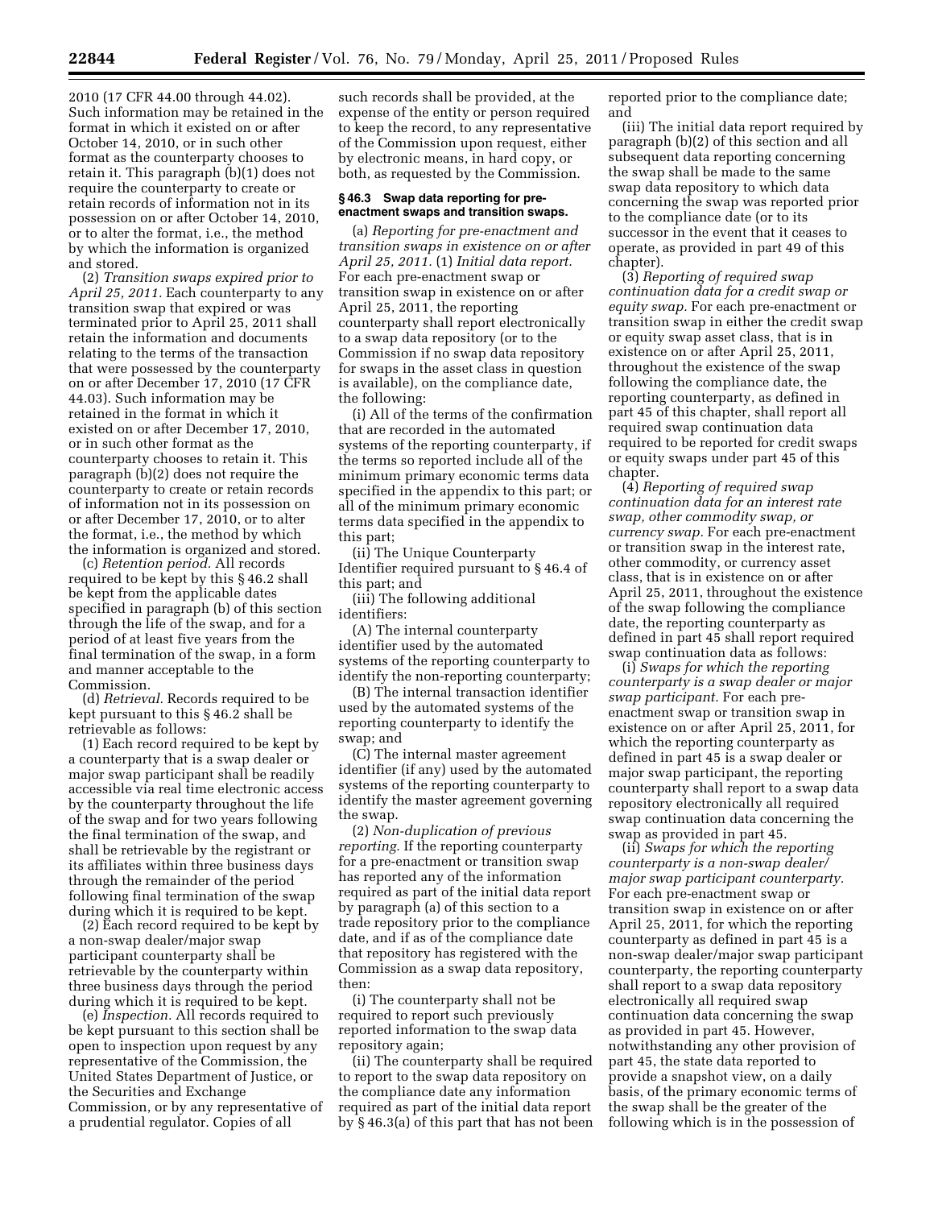2010 (17 CFR 44.00 through 44.02). Such information may be retained in the format in which it existed on or after October 14, 2010, or in such other format as the counterparty chooses to retain it. This paragraph (b)(1) does not require the counterparty to create or retain records of information not in its possession on or after October 14, 2010, or to alter the format, i.e., the method by which the information is organized and stored.

(2) *Transition swaps expired prior to April 25, 2011.* Each counterparty to any transition swap that expired or was terminated prior to April 25, 2011 shall retain the information and documents relating to the terms of the transaction that were possessed by the counterparty on or after December 17, 2010 (17 CFR 44.03). Such information may be retained in the format in which it existed on or after December 17, 2010, or in such other format as the counterparty chooses to retain it. This paragraph (b)(2) does not require the counterparty to create or retain records of information not in its possession on or after December 17, 2010, or to alter the format, i.e., the method by which the information is organized and stored.

(c) *Retention period.* All records required to be kept by this § 46.2 shall be kept from the applicable dates specified in paragraph (b) of this section through the life of the swap, and for a period of at least five years from the final termination of the swap, in a form and manner acceptable to the Commission.

(d) *Retrieval.* Records required to be kept pursuant to this § 46.2 shall be retrievable as follows:

(1) Each record required to be kept by a counterparty that is a swap dealer or major swap participant shall be readily accessible via real time electronic access by the counterparty throughout the life of the swap and for two years following the final termination of the swap, and shall be retrievable by the registrant or its affiliates within three business days through the remainder of the period following final termination of the swap during which it is required to be kept.

(2) Each record required to be kept by a non-swap dealer/major swap participant counterparty shall be retrievable by the counterparty within three business days through the period during which it is required to be kept.

(e) *Inspection.* All records required to be kept pursuant to this section shall be open to inspection upon request by any representative of the Commission, the United States Department of Justice, or the Securities and Exchange Commission, or by any representative of a prudential regulator. Copies of all such records shall be provided, at the expense of the entity or person required to keep the record, to any representative of the Commission upon request, either by electronic means, in hard copy, or both, as requested by the Commission.

**§ 46.3 Swap data reporting for pre-enactment swaps and transition swaps.**

(a) *Reporting for pre-enactment and transition swaps in existence on or after April 25, 2011.* (1) *Initial data report.* For each pre-enactment swap or transition swap in existence on or after April 25, 2011, the reporting counterparty shall report electronically to a swap data repository (or to the Commission if no swap data repository for swaps in the asset class in question is available), on the compliance date, the following:

(i) All of the terms of the confirmation that are recorded in the automated systems of the reporting counterparty, if the terms so reported include all of the minimum primary economic terms data specified in the appendix to this part; or all of the minimum primary economic terms data specified in the appendix to this part;

(ii) The Unique Counterparty Identifier required pursuant to § 46.4 of this part; and

(iii) The following additional identifiers:

(A) The internal counterparty identifier used by the automated systems of the reporting counterparty to identify the non-reporting counterparty;

(B) The internal transaction identifier used by the automated systems of the reporting counterparty to identify the swap; and

(C) The internal master agreement identifier (if any) used by the automated systems of the reporting counterparty to identify the master agreement governing the swap.

(2) *Non-duplication of previous reporting.* If the reporting counterparty for a pre-enactment or transition swap has reported any of the information required as part of the initial data report by paragraph (a) of this section to a trade repository prior to the compliance date, and if as of the compliance date that repository has registered with the Commission as a swap data repository, then:

(i) The counterparty shall not be required to report such previously reported information to the swap data repository again;

(ii) The counterparty shall be required to report to the swap data repository on the compliance date any information required as part of the initial data report by § 46.3(a) of this part that has not been reported prior to the compliance date; and

(iii) The initial data report required by paragraph (b)(2) of this section and all subsequent data reporting concerning the swap shall be made to the same swap data repository to which data concerning the swap was reported prior to the compliance date (or to its successor in the event that it ceases to operate, as provided in part 49 of this chapter).

(3) *Reporting of required swap continuation data for a credit swap or equity swap.* For each pre-enactment or transition swap in either the credit swap or equity swap asset class, that is in existence on or after April 25, 2011, throughout the existence of the swap following the compliance date, the reporting counterparty, as defined in part 45 of this chapter, shall report all required swap continuation data required to be reported for credit swaps or equity swaps under part 45 of this chapter.

(4) *Reporting of required swap continuation data for an interest rate swap, other commodity swap, or currency swap.* For each pre-enactment or transition swap in the interest rate, other commodity, or currency asset class, that is in existence on or after April 25, 2011, throughout the existence of the swap following the compliance date, the reporting counterparty as defined in part 45 shall report required swap continuation data as follows:

(i) *Swaps for which the reporting counterparty is a swap dealer or major swap participant.* For each pre-enactment swap or transition swap in existence on or after April 25, 2011, for which the reporting counterparty as defined in part 45 is a swap dealer or major swap participant, the reporting counterparty shall report to a swap data repository electronically all required swap continuation data concerning the swap as provided in part 45.

(ii) *Swaps for which the reporting counterparty is a non-swap dealer/major swap participant counterparty.* For each pre-enactment swap or transition swap in existence on or after April 25, 2011, for which the reporting counterparty as defined in part 45 is a non-swap dealer/major swap participant counterparty, the reporting counterparty shall report to a swap data repository electronically all required swap continuation data concerning the swap as provided in part 45. However, notwithstanding any other provision of part 45, the state data reported to provide a snapshot view, on a daily basis, of the primary economic terms of the swap shall be the greater of the following which is in the possession of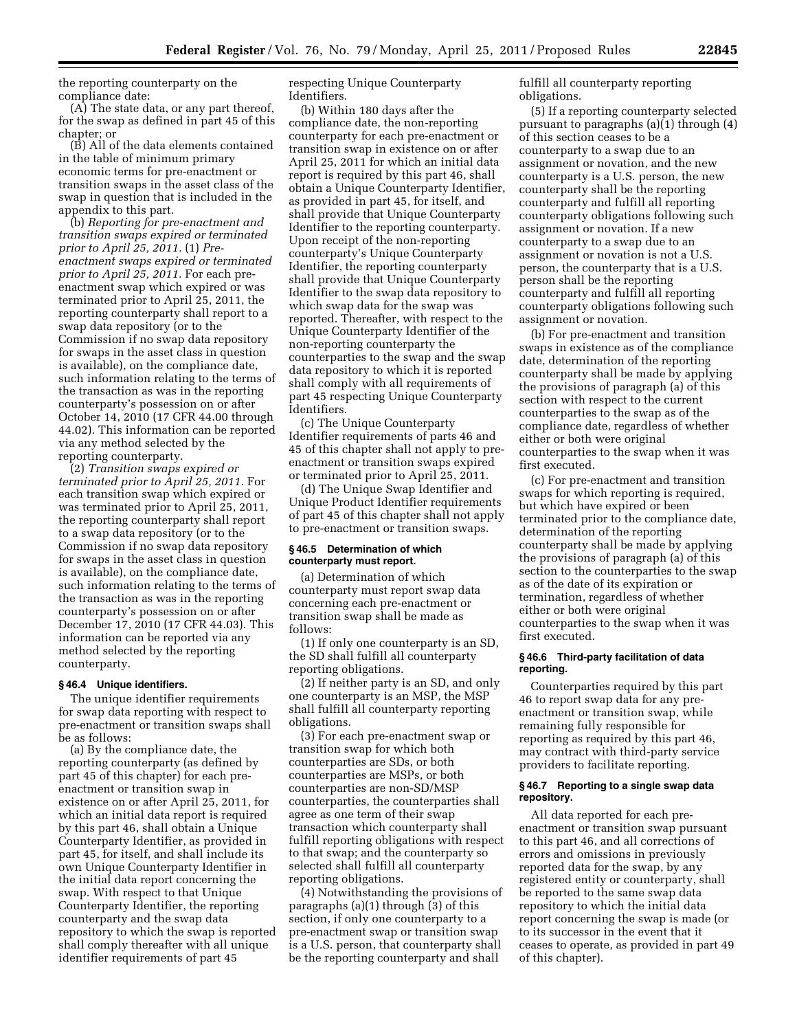the reporting counterparty on the compliance date:

(A) The state data, or any part thereof, for the swap as defined in part 45 of this chapter; or

(B) All of the data elements contained in the table of minimum primary economic terms for pre-enactment or transition swaps in the asset class of the swap in question that is included in the appendix to this part.

(b) *Reporting for pre-enactment and transition swaps expired or terminated prior to April 25, 2011.* (1) *Pre-enactment swaps expired or terminated prior to April 25, 2011.* For each pre-enactment swap which expired or was terminated prior to April 25, 2011, the reporting counterparty shall report to a swap data repository (or to the Commission if no swap data repository for swaps in the asset class in question is available), on the compliance date, such information relating to the terms of the transaction as was in the reporting counterparty's possession on or after October 14, 2010 (17 CFR 44.00 through 44.02). This information can be reported via any method selected by the reporting counterparty.

(2) *Transition swaps expired or terminated prior to April 25, 2011.* For each transition swap which expired or was terminated prior to April 25, 2011, the reporting counterparty shall report to a swap data repository (or to the Commission if no swap data repository for swaps in the asset class in question is available), on the compliance date, such information relating to the terms of the transaction as was in the reporting counterparty's possession on or after December 17, 2010 (17 CFR 44.03). This information can be reported via any method selected by the reporting counterparty.

#### § 46.4 Unique identifiers.

The unique identifier requirements for swap data reporting with respect to pre-enactment or transition swaps shall be as follows:

(a) By the compliance date, the reporting counterparty (as defined by part 45 of this chapter) for each pre-enactment or transition swap in existence on or after April 25, 2011, for which an initial data report is required by this part 46, shall obtain a Unique Counterparty Identifier, as provided in part 45, for itself, and shall include its own Unique Counterparty Identifier in the initial data report concerning the swap. With respect to that Unique Counterparty Identifier, the reporting counterparty and the swap data repository to which the swap is reported shall comply thereafter with all unique identifier requirements of part 45 respecting Unique Counterparty Identifiers.

(b) Within 180 days after the compliance date, the non-reporting counterparty for each pre-enactment or transition swap in existence on or after April 25, 2011 for which an initial data report is required by this part 46, shall obtain a Unique Counterparty Identifier, as provided in part 45, for itself, and shall provide that Unique Counterparty Identifier to the reporting counterparty. Upon receipt of the non-reporting counterparty's Unique Counterparty Identifier, the reporting counterparty shall provide that Unique Counterparty Identifier to the swap data repository to which swap data for the swap was reported. Thereafter, with respect to the Unique Counterparty Identifier of the non-reporting counterparty the counterparties to the swap and the swap data repository to which it is reported shall comply with all requirements of part 45 respecting Unique Counterparty Identifiers.

(c) The Unique Counterparty Identifier requirements of parts 46 and 45 of this chapter shall not apply to pre-enactment or transition swaps expired or terminated prior to April 25, 2011.

(d) The Unique Swap Identifier and Unique Product Identifier requirements of part 45 of this chapter shall not apply to pre-enactment or transition swaps.

#### § 46.5 Determination of which counterparty must report.

(a) Determination of which counterparty must report swap data concerning each pre-enactment or transition swap shall be made as follows:

(1) If only one counterparty is an SD, the SD shall fulfill all counterparty reporting obligations.

(2) If neither party is an SD, and only one counterparty is an MSP, the MSP shall fulfill all counterparty reporting obligations.

(3) For each pre-enactment swap or transition swap for which both counterparties are SDs, or both counterparties are MSPs, or both counterparties are non-SD/MSP counterparties, the counterparties shall agree as one term of their swap transaction which counterparty shall fulfill reporting obligations with respect to that swap; and the counterparty so selected shall fulfill all counterparty reporting obligations.

(4) Notwithstanding the provisions of paragraphs (a)(1) through (3) of this section, if only one counterparty to a pre-enactment swap or transition swap is a U.S. person, that counterparty shall be the reporting counterparty and shall fulfill all counterparty reporting obligations.

(5) If a reporting counterparty selected pursuant to paragraphs (a)(1) through (4) of this section ceases to be a counterparty to a swap due to an assignment or novation, and the new counterparty is a U.S. person, the new counterparty shall be the reporting counterparty and fulfill all reporting counterparty obligations following such assignment or novation. If a new counterparty to a swap due to an assignment or novation is not a U.S. person, the counterparty that is a U.S. person shall be the reporting counterparty and fulfill all reporting counterparty obligations following such assignment or novation.

(b) For pre-enactment and transition swaps in existence as of the compliance date, determination of the reporting counterparty shall be made by applying the provisions of paragraph (a) of this section with respect to the current counterparties to the swap as of the compliance date, regardless of whether either or both were original counterparties to the swap when it was first executed.

(c) For pre-enactment and transition swaps for which reporting is required, but which have expired or been terminated prior to the compliance date, determination of the reporting counterparty shall be made by applying the provisions of paragraph (a) of this section to the counterparties to the swap as of the date of its expiration or termination, regardless of whether either or both were original counterparties to the swap when it was first executed.

#### § 46.6 Third-party facilitation of data reporting.

Counterparties required by this part 46 to report swap data for any pre-enactment or transition swap, while remaining fully responsible for reporting as required by this part 46, may contract with third-party service providers to facilitate reporting.

#### § 46.7 Reporting to a single swap data repository.

All data reported for each pre-enactment or transition swap pursuant to this part 46, and all corrections of errors and omissions in previously reported data for the swap, by any registered entity or counterparty, shall be reported to the same swap data repository to which the initial data report concerning the swap is made (or to its successor in the event that it ceases to operate, as provided in part 49 of this chapter).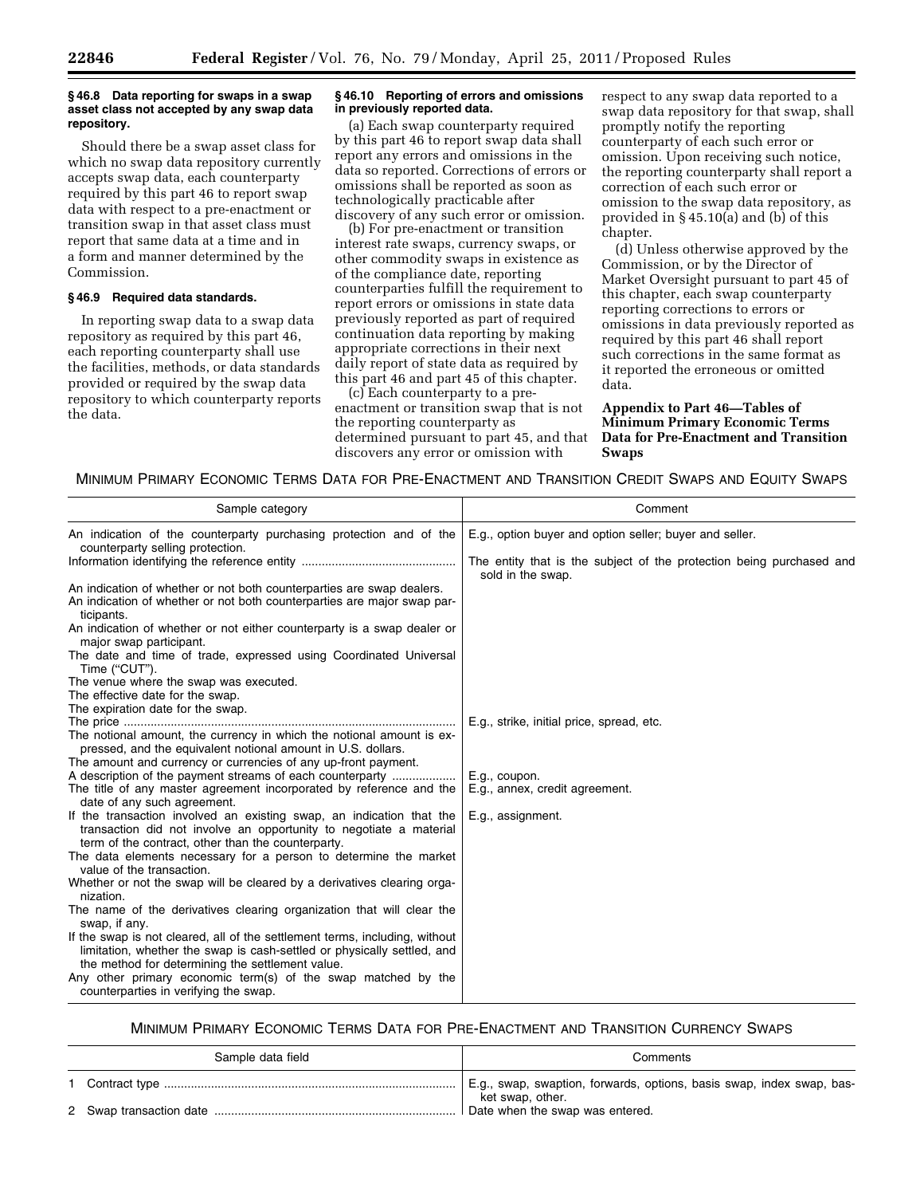### § 46.8 Data reporting for swaps in a swap asset class not accepted by any swap data repository.

Should there be a swap asset class for which no swap data repository currently accepts swap data, each counterparty required by this part 46 to report swap data with respect to a pre-enactment or transition swap in that asset class must report that same data at a time and in a form and manner determined by the Commission.

### § 46.9 Required data standards.

In reporting swap data to a swap data repository as required by this part 46, each reporting counterparty shall use the facilities, methods, or data standards provided or required by the swap data repository to which counterparty reports the data.

### § 46.10 Reporting of errors and omissions in previously reported data.

(a) Each swap counterparty required by this part 46 to report swap data shall report any errors and omissions in the data so reported. Corrections of errors or omissions shall be reported as soon as technologically practicable after discovery of any such error or omission.

(b) For pre-enactment or transition interest rate swaps, currency swaps, or other commodity swaps in existence as of the compliance date, reporting counterparties fulfill the requirement to report errors or omissions in state data previously reported as part of required continuation data reporting by making appropriate corrections in their next daily report of state data as required by this part 46 and part 45 of this chapter.

(c) Each counterparty to a pre-enactment or transition swap that is not the reporting counterparty as determined pursuant to part 45, and that discovers any error or omission with respect to any swap data reported to a swap data repository for that swap, shall promptly notify the reporting counterparty of each such error or omission. Upon receiving such notice, the reporting counterparty shall report a correction of each such error or omission to the swap data repository, as provided in § 45.10(a) and (b) of this chapter.

(d) Unless otherwise approved by the Commission, or by the Director of Market Oversight pursuant to part 45 of this chapter, each swap counterparty reporting corrections to errors or omissions in data previously reported as required by this part 46 shall report such corrections in the same format as it reported the erroneous or omitted data.

## Appendix to Part 46—Tables of Minimum Primary Economic Terms Data for Pre-Enactment and Transition Swaps

MINIMUM PRIMARY ECONOMIC TERMS DATA FOR PRE-ENACTMENT AND TRANSITION CREDIT SWAPS AND EQUITY SWAPS

| Sample category | Comment |
|---|---|
| An indication of the counterparty purchasing protection and of the counterparty selling protection. | E.g., option buyer and option seller; buyer and seller. |
| Information identifying the reference entity | The entity that is the subject of the protection being purchased and sold in the swap. |
| An indication of whether or not both counterparties are swap dealers. | |
| An indication of whether or not both counterparties are major swap participants. | |
| An indication of whether or not either counterparty is a swap dealer or major swap participant. | |
| The date and time of trade, expressed using Coordinated Universal Time ("CUT"). | |
| The venue where the swap was executed. | |
| The effective date for the swap. | |
| The expiration date for the swap. | |
| The price | E.g., strike, initial price, spread, etc. |
| The notional amount, the currency in which the notional amount is expressed, and the equivalent notional amount in U.S. dollars. | |
| The amount and currency or currencies of any up-front payment. | |
| A description of the payment streams of each counterparty | E.g., coupon. |
| The title of any master agreement incorporated by reference and the date of any such agreement. | E.g., annex, credit agreement. |
| If the transaction involved an existing swap, an indication that the transaction did not involve an opportunity to negotiate a material term of the contract, other than the counterparty. | E.g., assignment. |
| The data elements necessary for a person to determine the market value of the transaction. | |
| Whether or not the swap will be cleared by a derivatives clearing organization. | |
| The name of the derivatives clearing organization that will clear the swap, if any. | |
| If the swap is not cleared, all of the settlement terms, including, without limitation, whether the swap is cash-settled or physically settled, and the method for determining the settlement value. | |
| Any other primary economic term(s) of the swap matched by the counterparties in verifying the swap. | |

MINIMUM PRIMARY ECONOMIC TERMS DATA FOR PRE-ENACTMENT AND TRANSITION CURRENCY SWAPS

| Sample data field | Comments |
|---|---|
| 1 Contract type | E.g., swap, swaption, forwards, options, basis swap, index swap, basket swap, other. |
| 2 Swap transaction date | Date when the swap was entered. |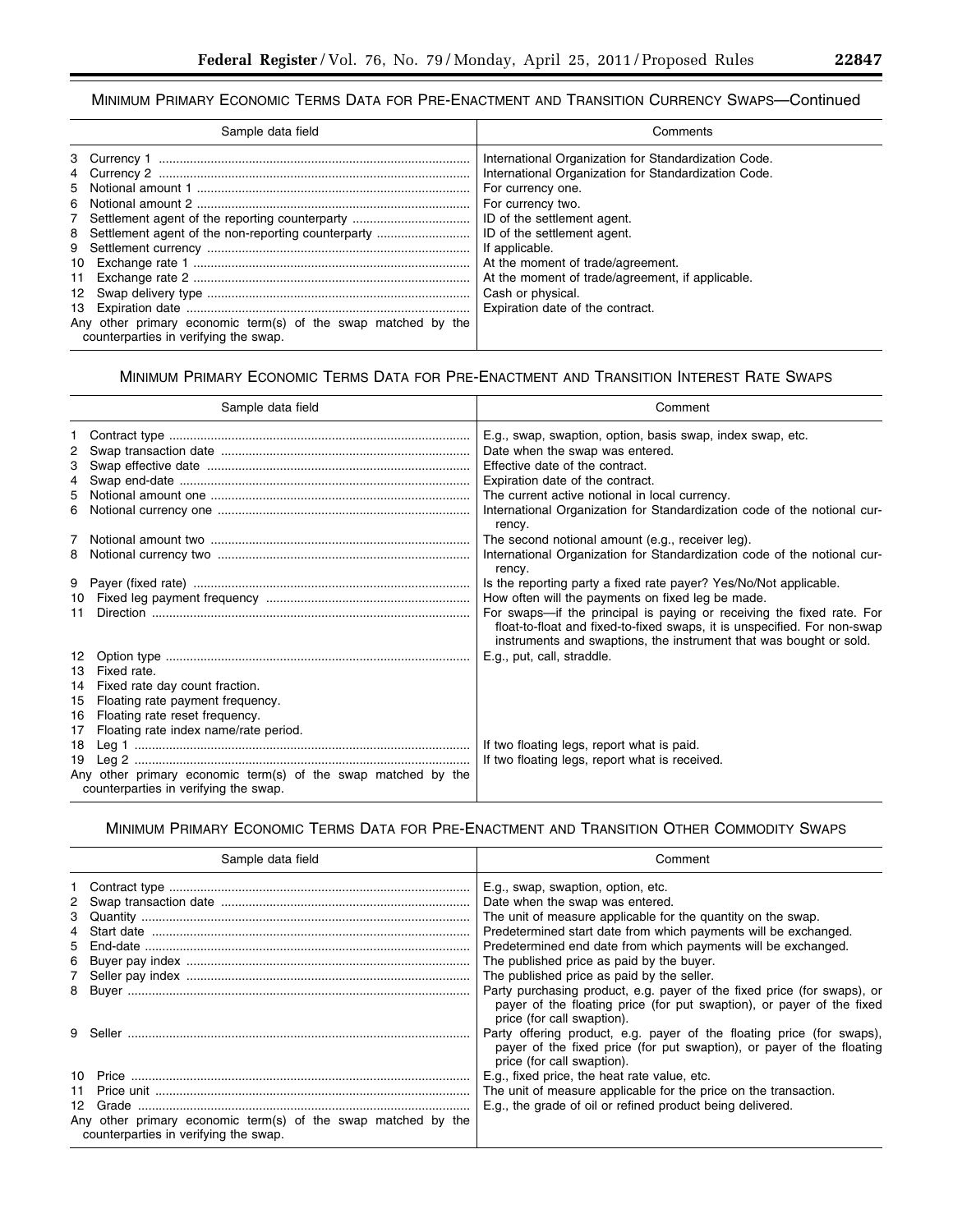## Minimum Primary Economic Terms Data for Pre-Enactment and Transition Currency Swaps—Continued

| Sample data field | Comments |
| --- | --- |
| 3 Currency 1 | International Organization for Standardization Code. |
| 4 Currency 2 | International Organization for Standardization Code. |
| 5 Notional amount 1 | For currency one. |
| 6 Notional amount 2 | For currency two. |
| 7 Settlement agent of the reporting counterparty | ID of the settlement agent. |
| 8 Settlement agent of the non-reporting counterparty | ID of the settlement agent. |
| 9 Settlement currency | If applicable. |
| 10 Exchange rate 1 | At the moment of trade/agreement. |
| 11 Exchange rate 2 | At the moment of trade/agreement, if applicable. |
| 12 Swap delivery type | Cash or physical. |
| 13 Expiration date | Expiration date of the contract. |
| Any other primary economic term(s) of the swap matched by the counterparties in verifying the swap. | |

## Minimum Primary Economic Terms Data for Pre-Enactment and Transition Interest Rate Swaps

| Sample data field | Comment |
| --- | --- |
| 1 Contract type | E.g., swap, swaption, option, basis swap, index swap, etc. |
| 2 Swap transaction date | Date when the swap was entered. |
| 3 Swap effective date | Effective date of the contract. |
| 4 Swap end-date | Expiration date of the contract. |
| 5 Notional amount one | The current active notional in local currency. |
| 6 Notional currency one | International Organization for Standardization code of the notional currency. |
| 7 Notional amount two | The second notional amount (e.g., receiver leg). |
| 8 Notional currency two | International Organization for Standardization code of the notional currency. |
| 9 Payer (fixed rate) | Is the reporting party a fixed rate payer? Yes/No/Not applicable. |
| 10 Fixed leg payment frequency | How often will the payments on fixed leg be made. |
| 11 Direction | For swaps—if the principal is paying or receiving the fixed rate. For float-to-float and fixed-to-fixed swaps, it is unspecified. For non-swap instruments and swaptions, the instrument that was bought or sold. |
| 12 Option type | E.g., put, call, straddle. |
| 13 Fixed rate. | |
| 14 Fixed rate day count fraction. | |
| 15 Floating rate payment frequency. | |
| 16 Floating rate reset frequency. | |
| 17 Floating rate index name/rate period. | |
| 18 Leg 1 | If two floating legs, report what is paid. |
| 19 Leg 2 | If two floating legs, report what is received. |
| Any other primary economic term(s) of the swap matched by the counterparties in verifying the swap. | |

## Minimum Primary Economic Terms Data for Pre-Enactment and Transition Other Commodity Swaps

| Sample data field | Comment |
| --- | --- |
| 1 Contract type | E.g., swap, swaption, option, etc. |
| 2 Swap transaction date | Date when the swap was entered. |
| 3 Quantity | The unit of measure applicable for the quantity on the swap. |
| 4 Start date | Predetermined start date from which payments will be exchanged. |
| 5 End-date | Predetermined end date from which payments will be exchanged. |
| 6 Buyer pay index | The published price as paid by the buyer. |
| 7 Seller pay index | The published price as paid by the seller. |
| 8 Buyer | Party purchasing product, e.g. payer of the fixed price (for swaps), or payer of the floating price (for put swaption), or payer of the fixed price (for call swaption). |
| 9 Seller | Party offering product, e.g. payer of the floating price (for swaps), payer of the fixed price (for put swaption), or payer of the floating price (for call swaption). |
| 10 Price | E.g., fixed price, the heat rate value, etc. |
| 11 Price unit | The unit of measure applicable for the price on the transaction. |
| 12 Grade | E.g., the grade of oil or refined product being delivered. |
| Any other primary economic term(s) of the swap matched by the counterparties in verifying the swap. | |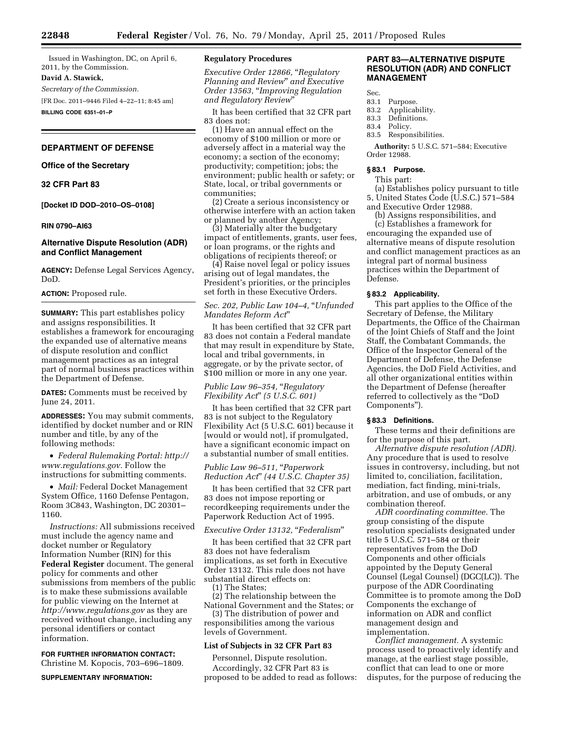Issued in Washington, DC, on April 6, 2011, by the Commission.

**David A. Stawick,**

*Secretary of the Commission.*

[FR Doc. 2011–9446 Filed 4–22–11; 8:45 am]

**BILLING CODE 6351–01–P**

## DEPARTMENT OF DEFENSE

### Office of the Secretary

### 32 CFR Part 83

**[Docket ID DOD–2010–OS–0108]**

**RIN 0790–AI63**

## Alternative Dispute Resolution (ADR) and Conflict Management

**AGENCY:** Defense Legal Services Agency, DoD.

**ACTION:** Proposed rule.

**SUMMARY:** This part establishes policy and assigns responsibilities. It establishes a framework for encouraging the expanded use of alternative means of dispute resolution and conflict management practices as an integral part of normal business practices within the Department of Defense.

**DATES:** Comments must be received by June 24, 2011.

**ADDRESSES:** You may submit comments, identified by docket number and or RIN number and title, by any of the following methods:

- *Federal Rulemaking Portal: http://www.regulations.gov.* Follow the instructions for submitting comments.
- *Mail:* Federal Docket Management System Office, 1160 Defense Pentagon, Room 3C843, Washington, DC 20301–1160.

*Instructions:* All submissions received must include the agency name and docket number or Regulatory Information Number (RIN) for this **Federal Register** document. The general policy for comments and other submissions from members of the public is to make these submissions available for public viewing on the Internet at *http://www.regulations.gov* as they are received without change, including any personal identifiers or contact information.

**FOR FURTHER INFORMATION CONTACT:** Christine M. Kopocis, 703–696–1809.

**SUPPLEMENTARY INFORMATION:**

### Regulatory Procedures

*Executive Order 12866, "Regulatory Planning and Review" and Executive Order 13563, "Improving Regulation and Regulatory Review"*

It has been certified that 32 CFR part 83 does not:

(1) Have an annual effect on the economy of $100 million or more or adversely affect in a material way the economy; a section of the economy; productivity; competition; jobs; the environment; public health or safety; or State, local, or tribal governments or communities;

(2) Create a serious inconsistency or otherwise interfere with an action taken or planned by another Agency;

(3) Materially alter the budgetary impact of entitlements, grants, user fees, or loan programs, or the rights and obligations of recipients thereof; or

(4) Raise novel legal or policy issues arising out of legal mandates, the President's priorities, or the principles set forth in these Executive Orders.

*Sec. 202, Public Law 104–4, "Unfunded Mandates Reform Act"*

It has been certified that 32 CFR part 83 does not contain a Federal mandate that may result in expenditure by State, local and tribal governments, in aggregate, or by the private sector, of $100 million or more in any one year.

*Public Law 96–354, "Regulatory Flexibility Act" (5 U.S.C. 601)*

It has been certified that 32 CFR part 83 is not subject to the Regulatory Flexibility Act (5 U.S.C. 601) because it [would or would not], if promulgated, have a significant economic impact on a substantial number of small entities.

*Public Law 96–511, "Paperwork Reduction Act" (44 U.S.C. Chapter 35)*

It has been certified that 32 CFR part 83 does not impose reporting or recordkeeping requirements under the Paperwork Reduction Act of 1995.

*Executive Order 13132, "Federalism"*

It has been certified that 32 CFR part 83 does not have federalism implications, as set forth in Executive Order 13132. This rule does not have substantial direct effects on:

(1) The States;

(2) The relationship between the National Government and the States; or

(3) The distribution of power and responsibilities among the various levels of Government.

### List of Subjects in 32 CFR Part 83

Personnel, Dispute resolution.

Accordingly, 32 CFR Part 83 is proposed to be added to read as follows:

## PART 83—ALTERNATIVE DISPUTE RESOLUTION (ADR) AND CONFLICT MANAGEMENT

Sec.
83.1 Purpose.
83.2 Applicability.
83.3 Definitions.
83.4 Policy.
83.5 Responsibilities.

**Authority:** 5 U.S.C. 571–584; Executive Order 12988.

### § 83.1 Purpose.

This part:

(a) Establishes policy pursuant to title 5, United States Code (U.S.C.) 571–584 and Executive Order 12988.

(b) Assigns responsibilities, and

(c) Establishes a framework for encouraging the expanded use of alternative means of dispute resolution and conflict management practices as an integral part of normal business practices within the Department of Defense.

### § 83.2 Applicability.

This part applies to the Office of the Secretary of Defense, the Military Departments, the Office of the Chairman of the Joint Chiefs of Staff and the Joint Staff, the Combatant Commands, the Office of the Inspector General of the Department of Defense, the Defense Agencies, the DoD Field Activities, and all other organizational entities within the Department of Defense (hereafter referred to collectively as the "DoD Components").

### § 83.3 Definitions.

These terms and their definitions are for the purpose of this part.

*Alternative dispute resolution (ADR).* Any procedure that is used to resolve issues in controversy, including, but not limited to, conciliation, facilitation, mediation, fact finding, mini-trials, arbitration, and use of ombuds, or any combination thereof.

*ADR coordinating committee.* The group consisting of the dispute resolution specialists designated under title 5 U.S.C. 571–584 or their representatives from the DoD Components and other officials appointed by the Deputy General Counsel (Legal Counsel) (DGC(LC)). The purpose of the ADR Coordinating Committee is to promote among the DoD Components the exchange of information on ADR and conflict management design and implementation.

*Conflict management.* A systemic process used to proactively identify and manage, at the earliest stage possible, conflict that can lead to one or more disputes, for the purpose of reducing the